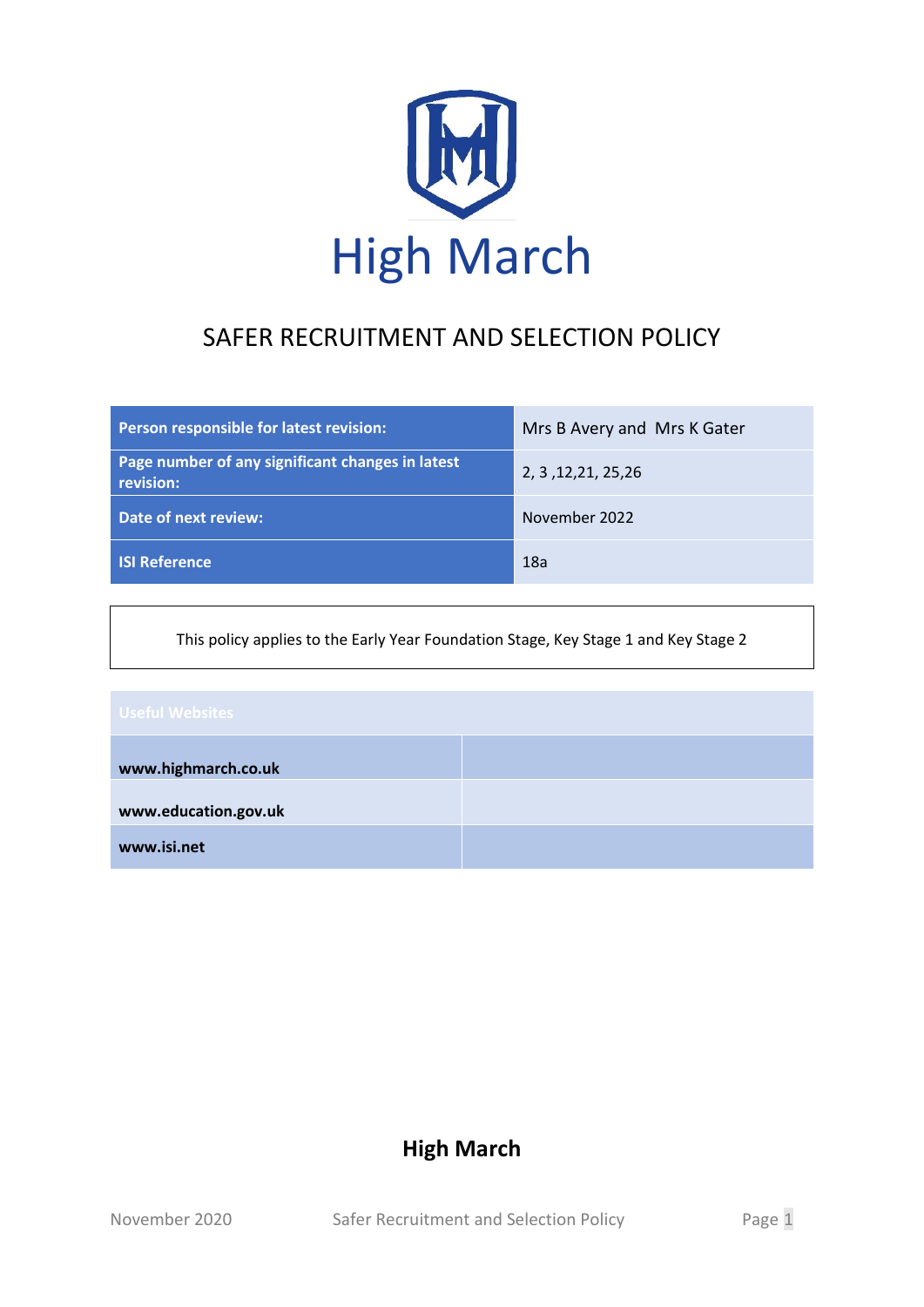# High March

## SAFER RECRUITMENT AND SELECTION POLICY

| Person responsible for latest revision: | Mrs B Avery and Mrs K Gater |
| --- | --- |
| Page number of any significant changes in latest revision: | 2, 3 ,12,21, 25,26 |
| Date of next review: | November 2022 |
| ISI Reference | 18a |

This policy applies to the Early Year Foundation Stage, Key Stage 1 and Key Stage 2

| Useful Websites | |
| --- | --- |
| **www.highmarch.co.uk** | |
| **www.education.gov.uk** | |
| **www.isi.net** | |

**High March**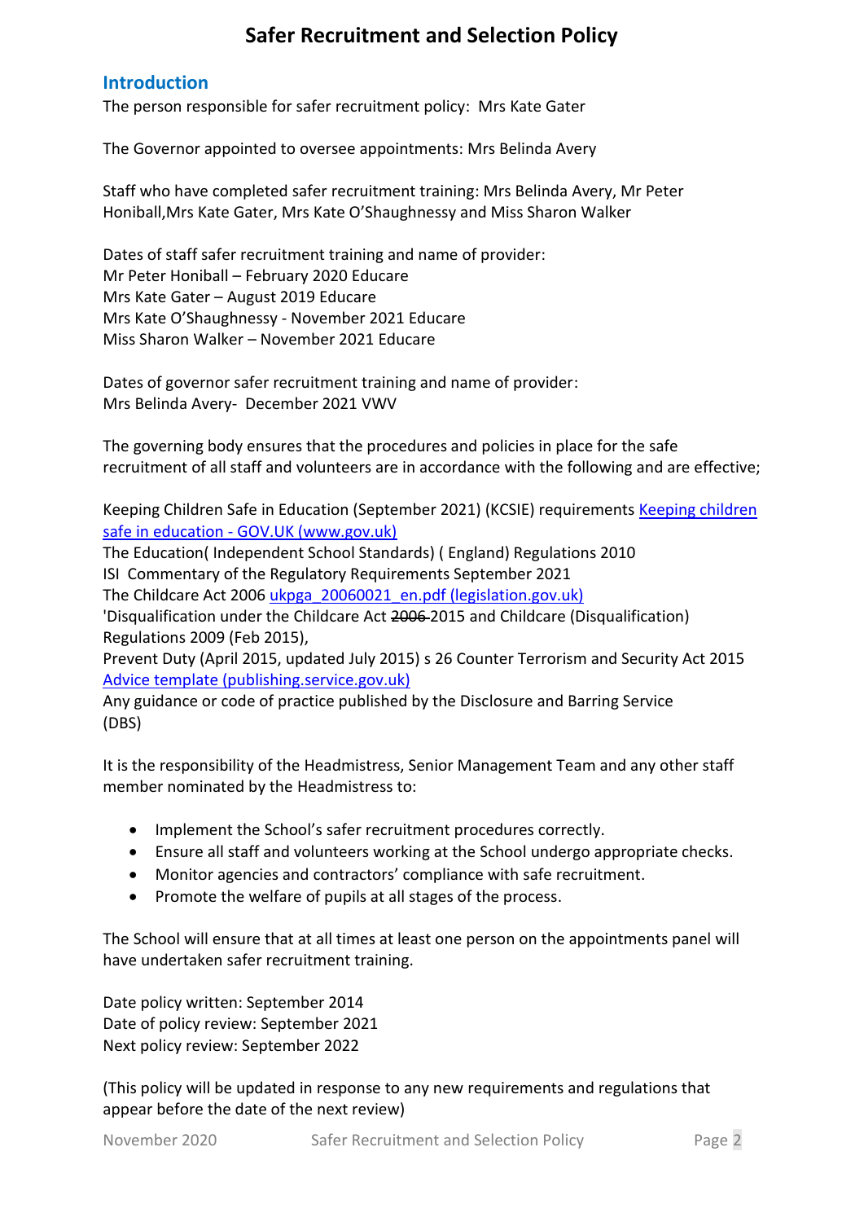# Safer Recruitment and Selection Policy

## Introduction

The person responsible for safer recruitment policy: Mrs Kate Gater

The Governor appointed to oversee appointments: Mrs Belinda Avery

Staff who have completed safer recruitment training: Mrs Belinda Avery, Mr Peter Honiball,Mrs Kate Gater, Mrs Kate O'Shaughnessy and Miss Sharon Walker

Dates of staff safer recruitment training and name of provider:
Mr Peter Honiball – February 2020 Educare
Mrs Kate Gater – August 2019 Educare
Mrs Kate O'Shaughnessy - November 2021 Educare
Miss Sharon Walker – November 2021 Educare

Dates of governor safer recruitment training and name of provider:
Mrs Belinda Avery- December 2021 VWV

The governing body ensures that the procedures and policies in place for the safe recruitment of all staff and volunteers are in accordance with the following and are effective;

Keeping Children Safe in Education (September 2021) (KCSIE) requirements [Keeping children safe in education - GOV.UK (www.gov.uk)](https://www.gov.uk)
The Education( Independent School Standards) ( England) Regulations 2010
ISI Commentary of the Regulatory Requirements September 2021
The Childcare Act 2006 [ukpga_20060021_en.pdf (legislation.gov.uk)](https://www.legislation.gov.uk)
'Disqualification under the Childcare Act ~~2006~~ 2015 and Childcare (Disqualification) Regulations 2009 (Feb 2015),
Prevent Duty (April 2015, updated July 2015) s 26 Counter Terrorism and Security Act 2015 [Advice template (publishing.service.gov.uk)](https://publishing.service.gov.uk)
Any guidance or code of practice published by the Disclosure and Barring Service (DBS)

It is the responsibility of the Headmistress, Senior Management Team and any other staff member nominated by the Headmistress to:

- Implement the School's safer recruitment procedures correctly.
- Ensure all staff and volunteers working at the School undergo appropriate checks.
- Monitor agencies and contractors' compliance with safe recruitment.
- Promote the welfare of pupils at all stages of the process.

The School will ensure that at all times at least one person on the appointments panel will have undertaken safer recruitment training.

Date policy written: September 2014
Date of policy review: September 2021
Next policy review: September 2022

(This policy will be updated in response to any new requirements and regulations that appear before the date of the next review)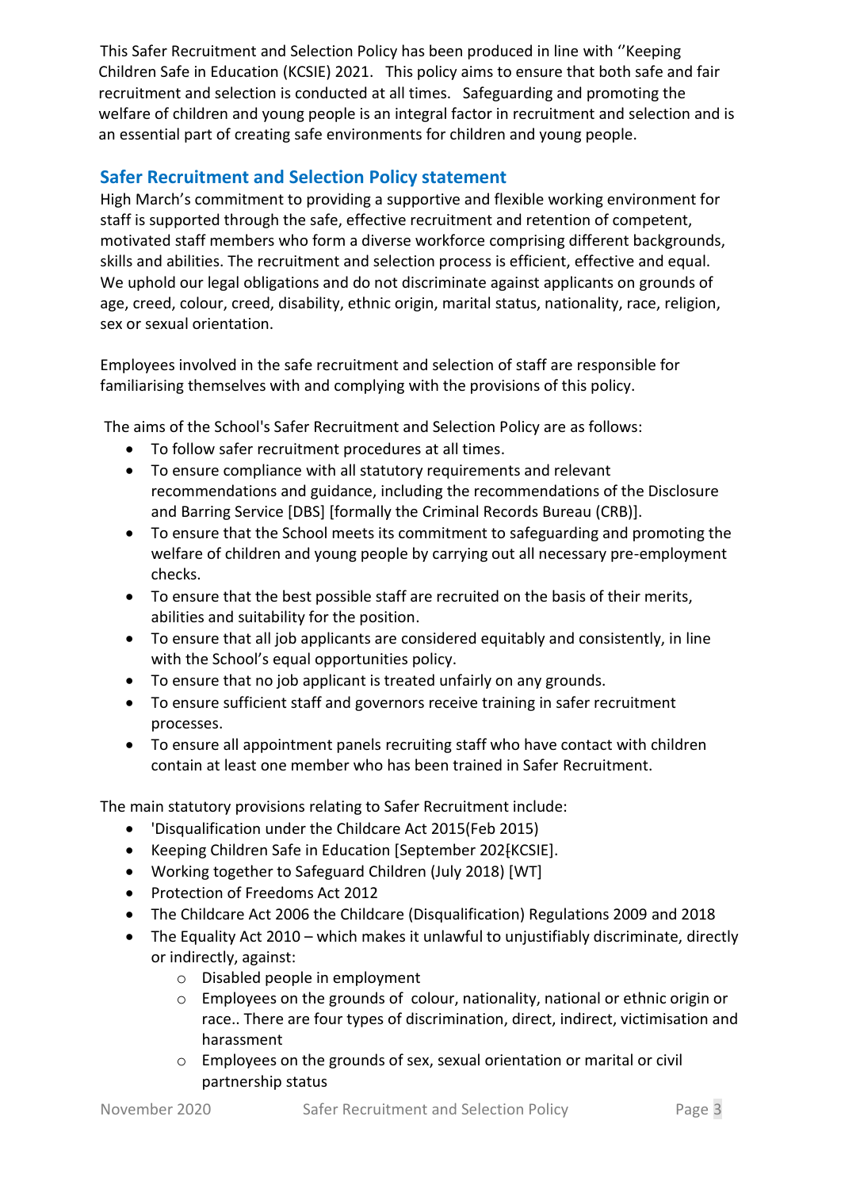This Safer Recruitment and Selection Policy has been produced in line with ''Keeping Children Safe in Education (KCSIE) 2021. This policy aims to ensure that both safe and fair recruitment and selection is conducted at all times. Safeguarding and promoting the welfare of children and young people is an integral factor in recruitment and selection and is an essential part of creating safe environments for children and young people.

## Safer Recruitment and Selection Policy statement

High March's commitment to providing a supportive and flexible working environment for staff is supported through the safe, effective recruitment and retention of competent, motivated staff members who form a diverse workforce comprising different backgrounds, skills and abilities. The recruitment and selection process is efficient, effective and equal. We uphold our legal obligations and do not discriminate against applicants on grounds of age, creed, colour, creed, disability, ethnic origin, marital status, nationality, race, religion, sex or sexual orientation.

Employees involved in the safe recruitment and selection of staff are responsible for familiarising themselves with and complying with the provisions of this policy.

The aims of the School's Safer Recruitment and Selection Policy are as follows:

- To follow safer recruitment procedures at all times.
- To ensure compliance with all statutory requirements and relevant recommendations and guidance, including the recommendations of the Disclosure and Barring Service [DBS] [formally the Criminal Records Bureau (CRB)].
- To ensure that the School meets its commitment to safeguarding and promoting the welfare of children and young people by carrying out all necessary pre-employment checks.
- To ensure that the best possible staff are recruited on the basis of their merits, abilities and suitability for the position.
- To ensure that all job applicants are considered equitably and consistently, in line with the School's equal opportunities policy.
- To ensure that no job applicant is treated unfairly on any grounds.
- To ensure sufficient staff and governors receive training in safer recruitment processes.
- To ensure all appointment panels recruiting staff who have contact with children contain at least one member who has been trained in Safer Recruitment.

The main statutory provisions relating to Safer Recruitment include:

- 'Disqualification under the Childcare Act 2015(Feb 2015)
- Keeping Children Safe in Education [September 202[KCSIE].
- Working together to Safeguard Children (July 2018) [WT]
- Protection of Freedoms Act 2012
- The Childcare Act 2006 the Childcare (Disqualification) Regulations 2009 and 2018
- The Equality Act 2010 – which makes it unlawful to unjustifiably discriminate, directly or indirectly, against:
  - Disabled people in employment
  - Employees on the grounds of colour, nationality, national or ethnic origin or race.. There are four types of discrimination, direct, indirect, victimisation and harassment
  - Employees on the grounds of sex, sexual orientation or marital or civil partnership status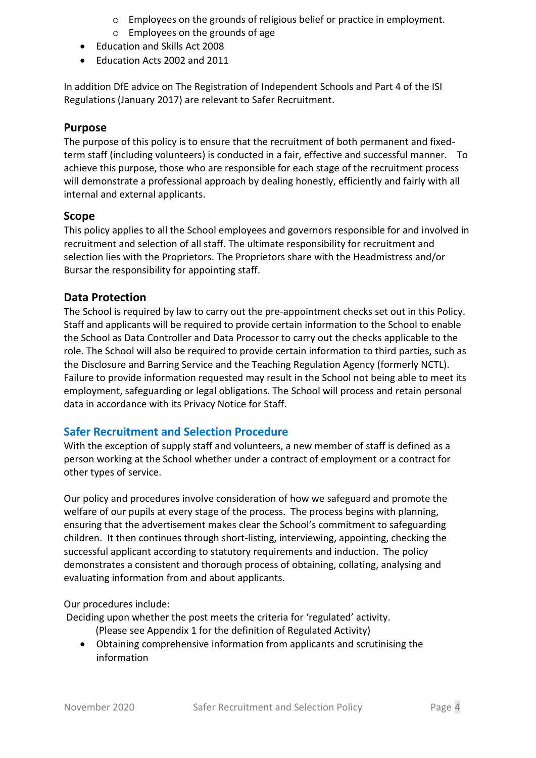- Employees on the grounds of religious belief or practice in employment.
   - Employees on the grounds of age
- Education and Skills Act 2008
- Education Acts 2002 and 2011

In addition DfE advice on The Registration of Independent Schools and Part 4 of the ISI Regulations (January 2017) are relevant to Safer Recruitment.

### Purpose

The purpose of this policy is to ensure that the recruitment of both permanent and fixed-term staff (including volunteers) is conducted in a fair, effective and successful manner. To achieve this purpose, those who are responsible for each stage of the recruitment process will demonstrate a professional approach by dealing honestly, efficiently and fairly with all internal and external applicants.

### Scope

This policy applies to all the School employees and governors responsible for and involved in recruitment and selection of all staff. The ultimate responsibility for recruitment and selection lies with the Proprietors. The Proprietors share with the Headmistress and/or Bursar the responsibility for appointing staff.

### Data Protection

The School is required by law to carry out the pre-appointment checks set out in this Policy. Staff and applicants will be required to provide certain information to the School to enable the School as Data Controller and Data Processor to carry out the checks applicable to the role. The School will also be required to provide certain information to third parties, such as the Disclosure and Barring Service and the Teaching Regulation Agency (formerly NCTL). Failure to provide information requested may result in the School not being able to meet its employment, safeguarding or legal obligations. The School will process and retain personal data in accordance with its Privacy Notice for Staff.

## Safer Recruitment and Selection Procedure

With the exception of supply staff and volunteers, a new member of staff is defined as a person working at the School whether under a contract of employment or a contract for other types of service.

Our policy and procedures involve consideration of how we safeguard and promote the welfare of our pupils at every stage of the process. The process begins with planning, ensuring that the advertisement makes clear the School's commitment to safeguarding children. It then continues through short-listing, interviewing, appointing, checking the successful applicant according to statutory requirements and induction. The policy demonstrates a consistent and thorough process of obtaining, collating, analysing and evaluating information from and about applicants.

Our procedures include:

Deciding upon whether the post meets the criteria for 'regulated' activity.
(Please see Appendix 1 for the definition of Regulated Activity)

- Obtaining comprehensive information from applicants and scrutinising the information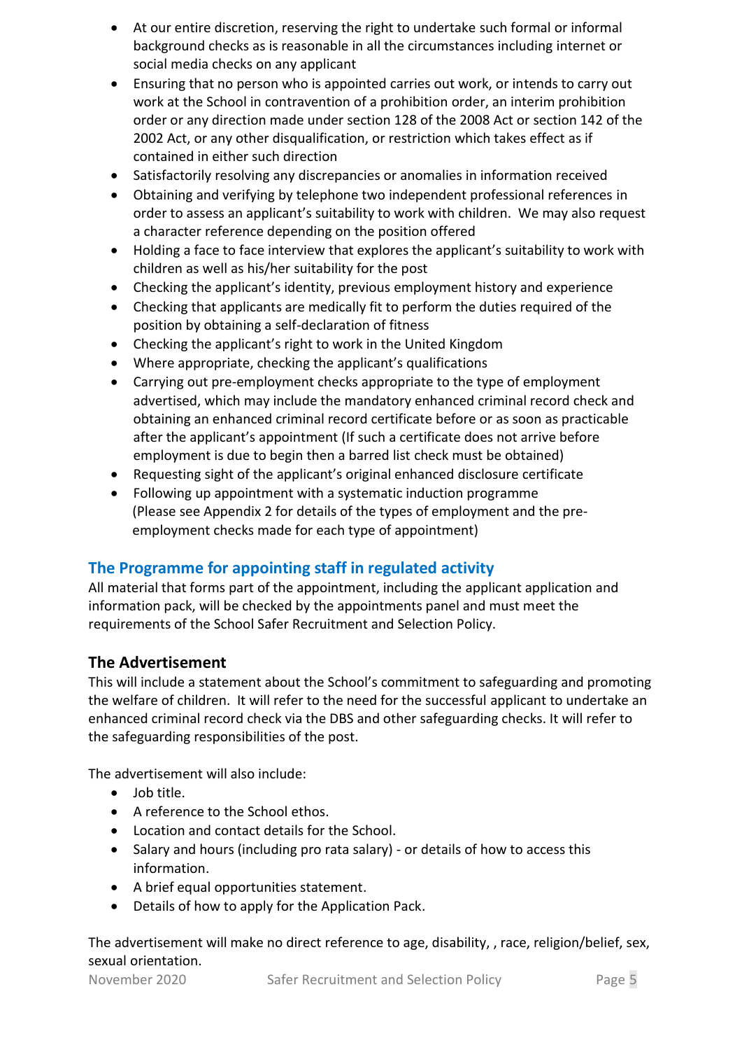- At our entire discretion, reserving the right to undertake such formal or informal background checks as is reasonable in all the circumstances including internet or social media checks on any applicant
- Ensuring that no person who is appointed carries out work, or intends to carry out work at the School in contravention of a prohibition order, an interim prohibition order or any direction made under section 128 of the 2008 Act or section 142 of the 2002 Act, or any other disqualification, or restriction which takes effect as if contained in either such direction
- Satisfactorily resolving any discrepancies or anomalies in information received
- Obtaining and verifying by telephone two independent professional references in order to assess an applicant's suitability to work with children. We may also request a character reference depending on the position offered
- Holding a face to face interview that explores the applicant's suitability to work with children as well as his/her suitability for the post
- Checking the applicant's identity, previous employment history and experience
- Checking that applicants are medically fit to perform the duties required of the position by obtaining a self-declaration of fitness
- Checking the applicant's right to work in the United Kingdom
- Where appropriate, checking the applicant's qualifications
- Carrying out pre-employment checks appropriate to the type of employment advertised, which may include the mandatory enhanced criminal record check and obtaining an enhanced criminal record certificate before or as soon as practicable after the applicant's appointment (If such a certificate does not arrive before employment is due to begin then a barred list check must be obtained)
- Requesting sight of the applicant's original enhanced disclosure certificate
- Following up appointment with a systematic induction programme
  (Please see Appendix 2 for details of the types of employment and the pre-employment checks made for each type of appointment)

## The Programme for appointing staff in regulated activity

All material that forms part of the appointment, including the applicant application and information pack, will be checked by the appointments panel and must meet the requirements of the School Safer Recruitment and Selection Policy.

### The Advertisement

This will include a statement about the School's commitment to safeguarding and promoting the welfare of children. It will refer to the need for the successful applicant to undertake an enhanced criminal record check via the DBS and other safeguarding checks. It will refer to the safeguarding responsibilities of the post.

The advertisement will also include:

- Job title.
- A reference to the School ethos.
- Location and contact details for the School.
- Salary and hours (including pro rata salary) - or details of how to access this information.
- A brief equal opportunities statement.
- Details of how to apply for the Application Pack.

The advertisement will make no direct reference to age, disability, , race, religion/belief, sex, sexual orientation.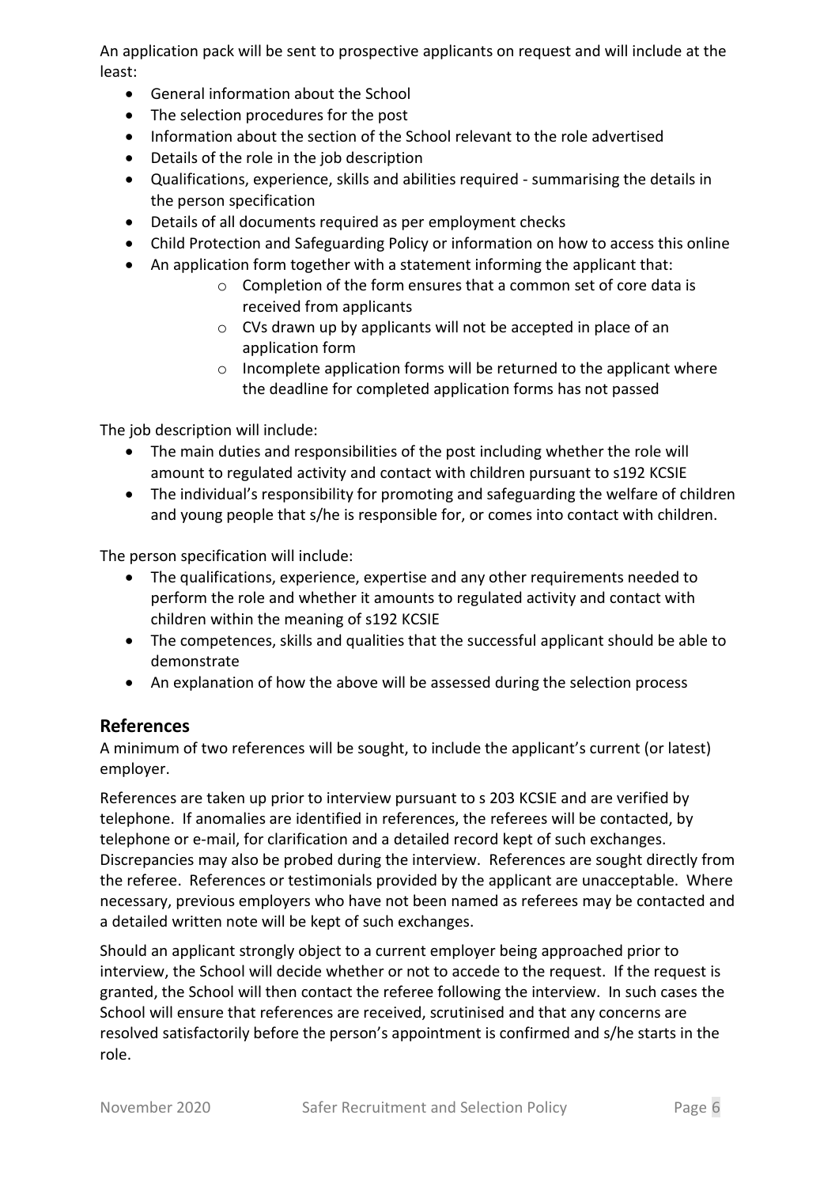An application pack will be sent to prospective applicants on request and will include at the least:

- General information about the School
- The selection procedures for the post
- Information about the section of the School relevant to the role advertised
- Details of the role in the job description
- Qualifications, experience, skills and abilities required - summarising the details in the person specification
- Details of all documents required as per employment checks
- Child Protection and Safeguarding Policy or information on how to access this online
- An application form together with a statement informing the applicant that:
    - Completion of the form ensures that a common set of core data is received from applicants
    - CVs drawn up by applicants will not be accepted in place of an application form
    - Incomplete application forms will be returned to the applicant where the deadline for completed application forms has not passed

The job description will include:

- The main duties and responsibilities of the post including whether the role will amount to regulated activity and contact with children pursuant to s192 KCSIE
- The individual's responsibility for promoting and safeguarding the welfare of children and young people that s/he is responsible for, or comes into contact with children.

The person specification will include:

- The qualifications, experience, expertise and any other requirements needed to perform the role and whether it amounts to regulated activity and contact with children within the meaning of s192 KCSIE
- The competences, skills and qualities that the successful applicant should be able to demonstrate
- An explanation of how the above will be assessed during the selection process

## References

A minimum of two references will be sought, to include the applicant's current (or latest) employer.

References are taken up prior to interview pursuant to s 203 KCSIE and are verified by telephone. If anomalies are identified in references, the referees will be contacted, by telephone or e-mail, for clarification and a detailed record kept of such exchanges. Discrepancies may also be probed during the interview. References are sought directly from the referee. References or testimonials provided by the applicant are unacceptable. Where necessary, previous employers who have not been named as referees may be contacted and a detailed written note will be kept of such exchanges.

Should an applicant strongly object to a current employer being approached prior to interview, the School will decide whether or not to accede to the request. If the request is granted, the School will then contact the referee following the interview. In such cases the School will ensure that references are received, scrutinised and that any concerns are resolved satisfactorily before the person's appointment is confirmed and s/he starts in the role.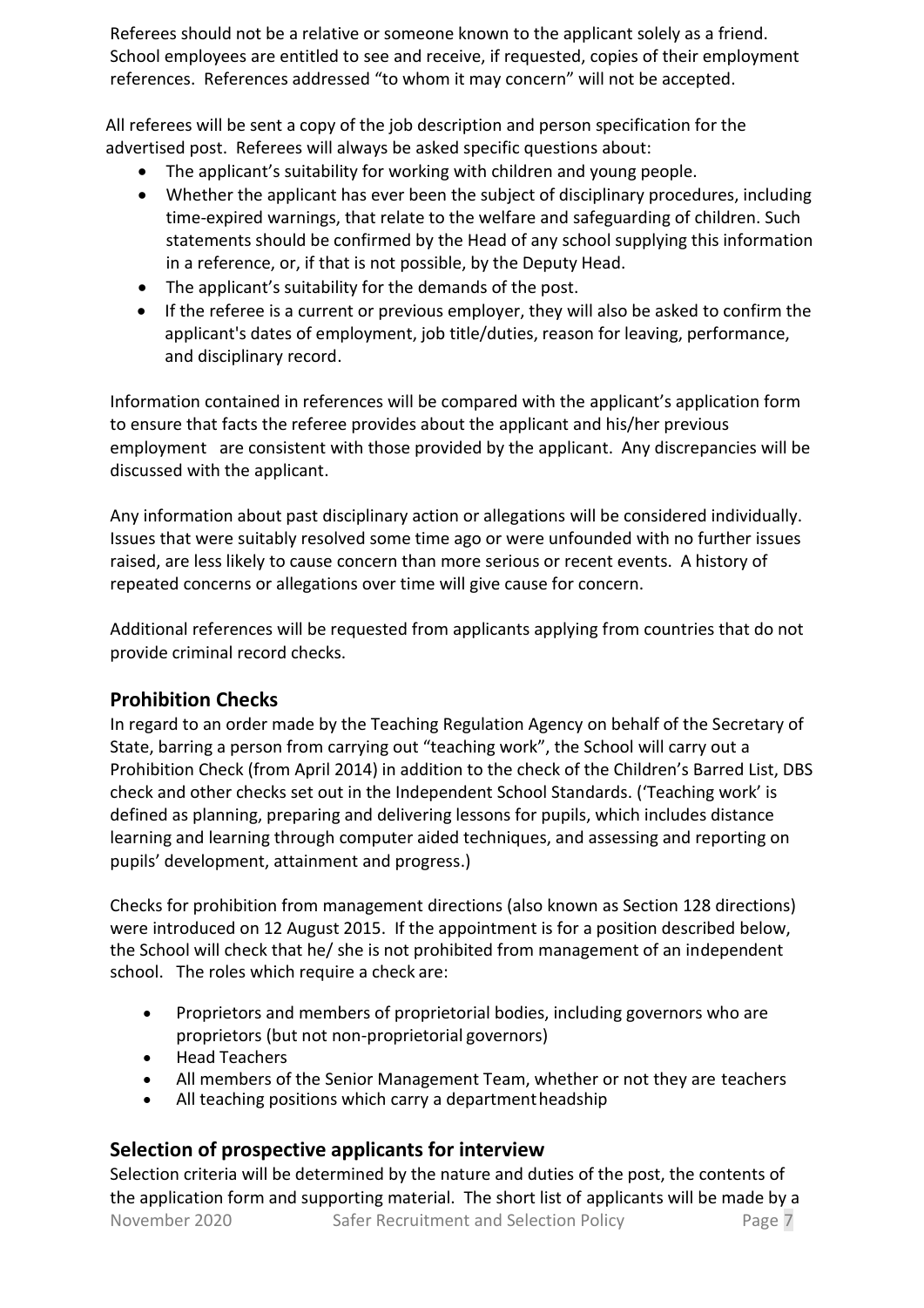Referees should not be a relative or someone known to the applicant solely as a friend. School employees are entitled to see and receive, if requested, copies of their employment references. References addressed "to whom it may concern" will not be accepted.

All referees will be sent a copy of the job description and person specification for the advertised post. Referees will always be asked specific questions about:

- The applicant's suitability for working with children and young people.
- Whether the applicant has ever been the subject of disciplinary procedures, including time-expired warnings, that relate to the welfare and safeguarding of children. Such statements should be confirmed by the Head of any school supplying this information in a reference, or, if that is not possible, by the Deputy Head.
- The applicant's suitability for the demands of the post.
- If the referee is a current or previous employer, they will also be asked to confirm the applicant's dates of employment, job title/duties, reason for leaving, performance, and disciplinary record.

Information contained in references will be compared with the applicant's application form to ensure that facts the referee provides about the applicant and his/her previous employment are consistent with those provided by the applicant. Any discrepancies will be discussed with the applicant.

Any information about past disciplinary action or allegations will be considered individually. Issues that were suitably resolved some time ago or were unfounded with no further issues raised, are less likely to cause concern than more serious or recent events. A history of repeated concerns or allegations over time will give cause for concern.

Additional references will be requested from applicants applying from countries that do not provide criminal record checks.

## Prohibition Checks

In regard to an order made by the Teaching Regulation Agency on behalf of the Secretary of State, barring a person from carrying out "teaching work", the School will carry out a Prohibition Check (from April 2014) in addition to the check of the Children's Barred List, DBS check and other checks set out in the Independent School Standards. ('Teaching work' is defined as planning, preparing and delivering lessons for pupils, which includes distance learning and learning through computer aided techniques, and assessing and reporting on pupils' development, attainment and progress.)

Checks for prohibition from management directions (also known as Section 128 directions) were introduced on 12 August 2015. If the appointment is for a position described below, the School will check that he/ she is not prohibited from management of an independent school. The roles which require a check are:

- Proprietors and members of proprietorial bodies, including governors who are proprietors (but not non-proprietorial governors)
- Head Teachers
- All members of the Senior Management Team, whether or not they are teachers
- All teaching positions which carry a department headship

## Selection of prospective applicants for interview

Selection criteria will be determined by the nature and duties of the post, the contents of the application form and supporting material. The short list of applicants will be made by a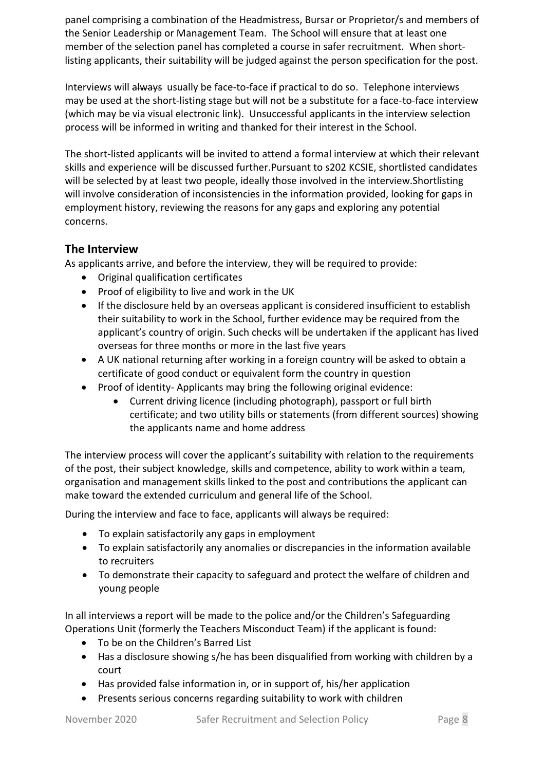panel comprising a combination of the Headmistress, Bursar or Proprietor/s and members of the Senior Leadership or Management Team. The School will ensure that at least one member of the selection panel has completed a course in safer recruitment. When short-listing applicants, their suitability will be judged against the person specification for the post.

Interviews will ~~always~~ usually be face-to-face if practical to do so. Telephone interviews may be used at the short-listing stage but will not be a substitute for a face-to-face interview (which may be via visual electronic link). Unsuccessful applicants in the interview selection process will be informed in writing and thanked for their interest in the School.

The short-listed applicants will be invited to attend a formal interview at which their relevant skills and experience will be discussed further.Pursuant to s202 KCSIE, shortlisted candidates will be selected by at least two people, ideally those involved in the interview.Shortlisting will involve consideration of inconsistencies in the information provided, looking for gaps in employment history, reviewing the reasons for any gaps and exploring any potential concerns.

## The Interview

As applicants arrive, and before the interview, they will be required to provide:

- Original qualification certificates
- Proof of eligibility to live and work in the UK
- If the disclosure held by an overseas applicant is considered insufficient to establish their suitability to work in the School, further evidence may be required from the applicant's country of origin. Such checks will be undertaken if the applicant has lived overseas for three months or more in the last five years
- A UK national returning after working in a foreign country will be asked to obtain a certificate of good conduct or equivalent form the country in question
- Proof of identity- Applicants may bring the following original evidence:
    - Current driving licence (including photograph), passport or full birth certificate; and two utility bills or statements (from different sources) showing the applicants name and home address

The interview process will cover the applicant's suitability with relation to the requirements of the post, their subject knowledge, skills and competence, ability to work within a team, organisation and management skills linked to the post and contributions the applicant can make toward the extended curriculum and general life of the School.

During the interview and face to face, applicants will always be required:

- To explain satisfactorily any gaps in employment
- To explain satisfactorily any anomalies or discrepancies in the information available to recruiters
- To demonstrate their capacity to safeguard and protect the welfare of children and young people

In all interviews a report will be made to the police and/or the Children's Safeguarding Operations Unit (formerly the Teachers Misconduct Team) if the applicant is found:

- To be on the Children's Barred List
- Has a disclosure showing s/he has been disqualified from working with children by a court
- Has provided false information in, or in support of, his/her application
- Presents serious concerns regarding suitability to work with children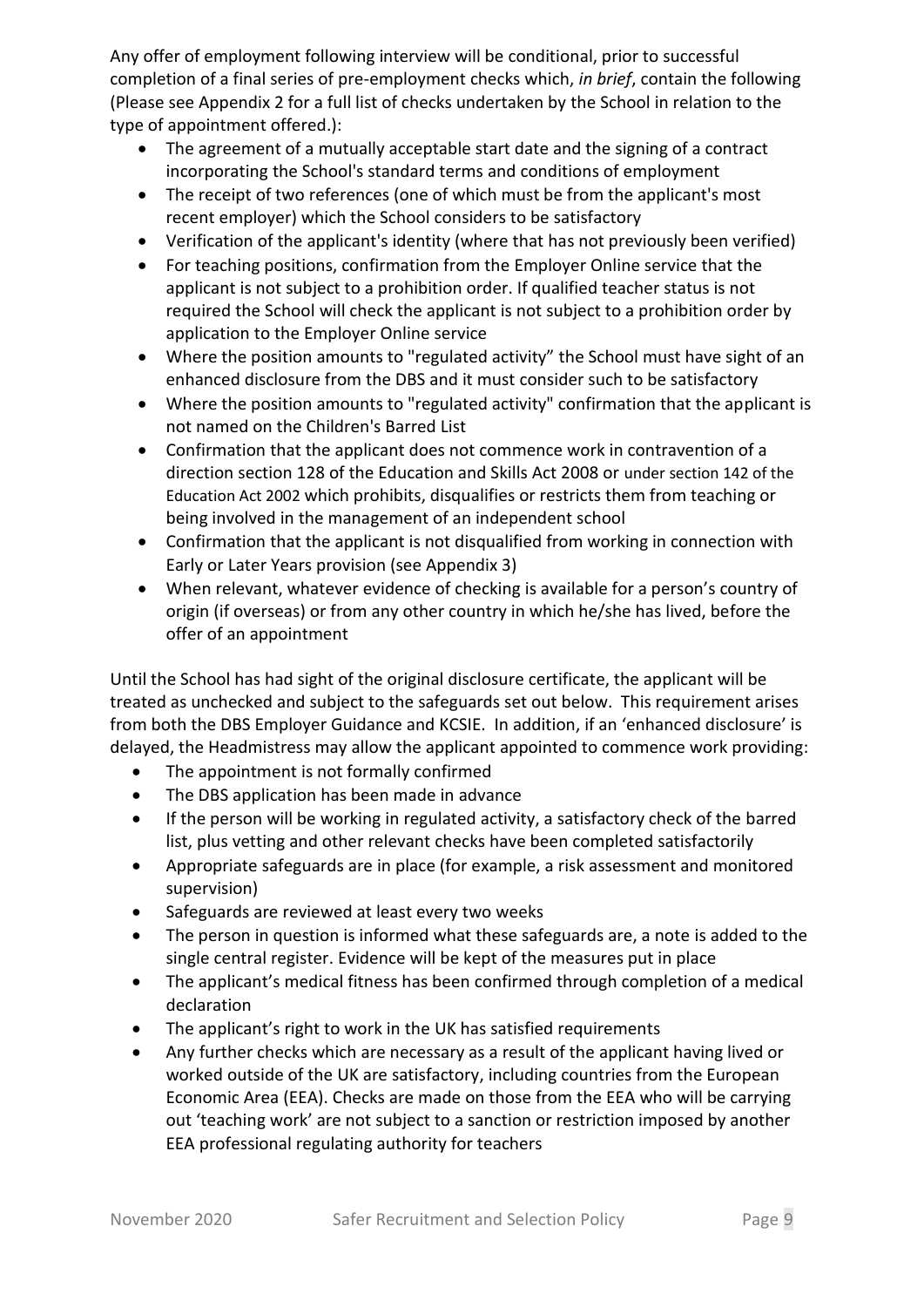Any offer of employment following interview will be conditional, prior to successful completion of a final series of pre-employment checks which, *in brief*, contain the following (Please see Appendix 2 for a full list of checks undertaken by the School in relation to the type of appointment offered.):

- The agreement of a mutually acceptable start date and the signing of a contract incorporating the School's standard terms and conditions of employment
- The receipt of two references (one of which must be from the applicant's most recent employer) which the School considers to be satisfactory
- Verification of the applicant's identity (where that has not previously been verified)
- For teaching positions, confirmation from the Employer Online service that the applicant is not subject to a prohibition order. If qualified teacher status is not required the School will check the applicant is not subject to a prohibition order by application to the Employer Online service
- Where the position amounts to "regulated activity" the School must have sight of an enhanced disclosure from the DBS and it must consider such to be satisfactory
- Where the position amounts to "regulated activity" confirmation that the applicant is not named on the Children's Barred List
- Confirmation that the applicant does not commence work in contravention of a direction section 128 of the Education and Skills Act 2008 or under section 142 of the Education Act 2002 which prohibits, disqualifies or restricts them from teaching or being involved in the management of an independent school
- Confirmation that the applicant is not disqualified from working in connection with Early or Later Years provision (see Appendix 3)
- When relevant, whatever evidence of checking is available for a person's country of origin (if overseas) or from any other country in which he/she has lived, before the offer of an appointment

Until the School has had sight of the original disclosure certificate, the applicant will be treated as unchecked and subject to the safeguards set out below. This requirement arises from both the DBS Employer Guidance and KCSIE. In addition, if an 'enhanced disclosure' is delayed, the Headmistress may allow the applicant appointed to commence work providing:

- The appointment is not formally confirmed
- The DBS application has been made in advance
- If the person will be working in regulated activity, a satisfactory check of the barred list, plus vetting and other relevant checks have been completed satisfactorily
- Appropriate safeguards are in place (for example, a risk assessment and monitored supervision)
- Safeguards are reviewed at least every two weeks
- The person in question is informed what these safeguards are, a note is added to the single central register. Evidence will be kept of the measures put in place
- The applicant's medical fitness has been confirmed through completion of a medical declaration
- The applicant's right to work in the UK has satisfied requirements
- Any further checks which are necessary as a result of the applicant having lived or worked outside of the UK are satisfactory, including countries from the European Economic Area (EEA). Checks are made on those from the EEA who will be carrying out 'teaching work' are not subject to a sanction or restriction imposed by another EEA professional regulating authority for teachers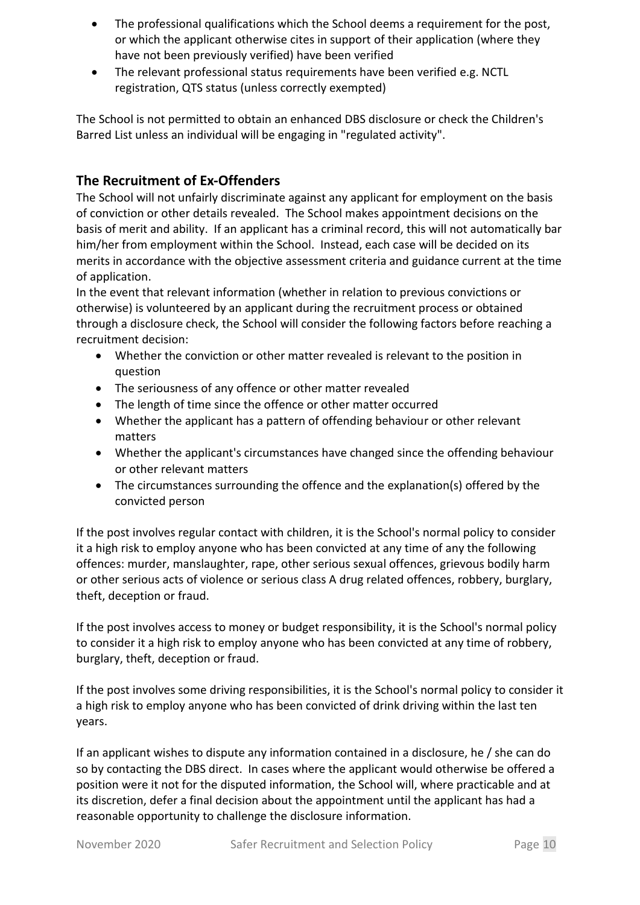- The professional qualifications which the School deems a requirement for the post, or which the applicant otherwise cites in support of their application (where they have not been previously verified) have been verified
- The relevant professional status requirements have been verified e.g. NCTL registration, QTS status (unless correctly exempted)

The School is not permitted to obtain an enhanced DBS disclosure or check the Children's Barred List unless an individual will be engaging in "regulated activity".

## The Recruitment of Ex-Offenders

The School will not unfairly discriminate against any applicant for employment on the basis of conviction or other details revealed. The School makes appointment decisions on the basis of merit and ability. If an applicant has a criminal record, this will not automatically bar him/her from employment within the School. Instead, each case will be decided on its merits in accordance with the objective assessment criteria and guidance current at the time of application.

In the event that relevant information (whether in relation to previous convictions or otherwise) is volunteered by an applicant during the recruitment process or obtained through a disclosure check, the School will consider the following factors before reaching a recruitment decision:

- Whether the conviction or other matter revealed is relevant to the position in question
- The seriousness of any offence or other matter revealed
- The length of time since the offence or other matter occurred
- Whether the applicant has a pattern of offending behaviour or other relevant matters
- Whether the applicant's circumstances have changed since the offending behaviour or other relevant matters
- The circumstances surrounding the offence and the explanation(s) offered by the convicted person

If the post involves regular contact with children, it is the School's normal policy to consider it a high risk to employ anyone who has been convicted at any time of any the following offences: murder, manslaughter, rape, other serious sexual offences, grievous bodily harm or other serious acts of violence or serious class A drug related offences, robbery, burglary, theft, deception or fraud.

If the post involves access to money or budget responsibility, it is the School's normal policy to consider it a high risk to employ anyone who has been convicted at any time of robbery, burglary, theft, deception or fraud.

If the post involves some driving responsibilities, it is the School's normal policy to consider it a high risk to employ anyone who has been convicted of drink driving within the last ten years.

If an applicant wishes to dispute any information contained in a disclosure, he / she can do so by contacting the DBS direct. In cases where the applicant would otherwise be offered a position were it not for the disputed information, the School will, where practicable and at its discretion, defer a final decision about the appointment until the applicant has had a reasonable opportunity to challenge the disclosure information.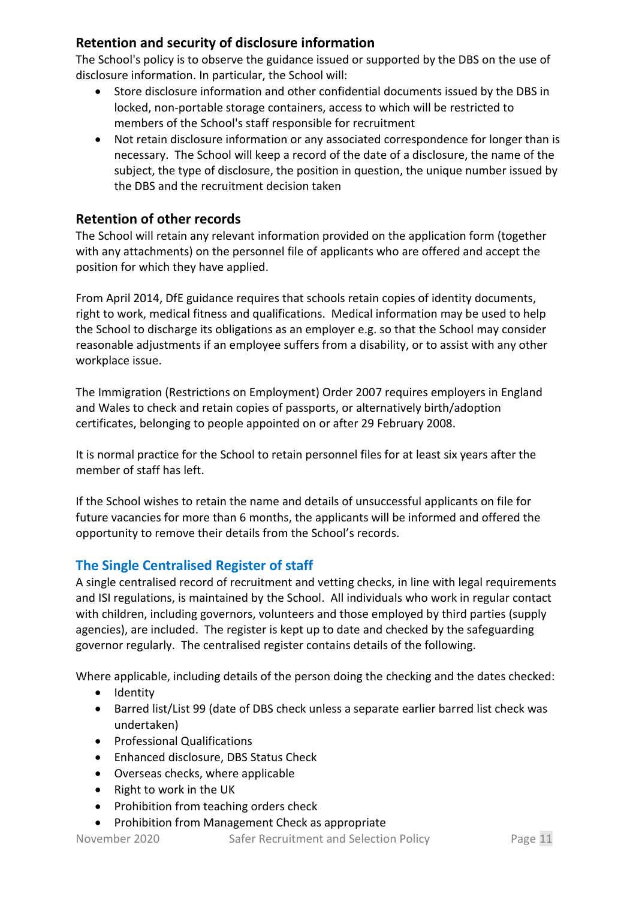## Retention and security of disclosure information

The School's policy is to observe the guidance issued or supported by the DBS on the use of disclosure information. In particular, the School will:

- Store disclosure information and other confidential documents issued by the DBS in locked, non-portable storage containers, access to which will be restricted to members of the School's staff responsible for recruitment
- Not retain disclosure information or any associated correspondence for longer than is necessary. The School will keep a record of the date of a disclosure, the name of the subject, the type of disclosure, the position in question, the unique number issued by the DBS and the recruitment decision taken

## Retention of other records

The School will retain any relevant information provided on the application form (together with any attachments) on the personnel file of applicants who are offered and accept the position for which they have applied.

From April 2014, DfE guidance requires that schools retain copies of identity documents, right to work, medical fitness and qualifications. Medical information may be used to help the School to discharge its obligations as an employer e.g. so that the School may consider reasonable adjustments if an employee suffers from a disability, or to assist with any other workplace issue.

The Immigration (Restrictions on Employment) Order 2007 requires employers in England and Wales to check and retain copies of passports, or alternatively birth/adoption certificates, belonging to people appointed on or after 29 February 2008.

It is normal practice for the School to retain personnel files for at least six years after the member of staff has left.

If the School wishes to retain the name and details of unsuccessful applicants on file for future vacancies for more than 6 months, the applicants will be informed and offered the opportunity to remove their details from the School's records.

## The Single Centralised Register of staff

A single centralised record of recruitment and vetting checks, in line with legal requirements and ISI regulations, is maintained by the School. All individuals who work in regular contact with children, including governors, volunteers and those employed by third parties (supply agencies), are included. The register is kept up to date and checked by the safeguarding governor regularly. The centralised register contains details of the following.

Where applicable, including details of the person doing the checking and the dates checked:

- Identity
- Barred list/List 99 (date of DBS check unless a separate earlier barred list check was undertaken)
- Professional Qualifications
- Enhanced disclosure, DBS Status Check
- Overseas checks, where applicable
- Right to work in the UK
- Prohibition from teaching orders check
- Prohibition from Management Check as appropriate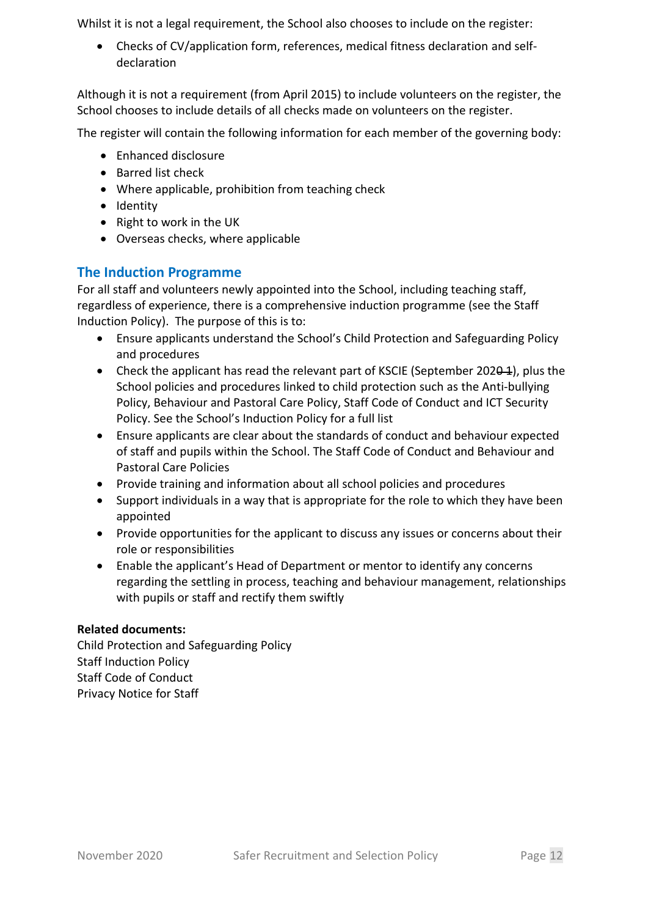Whilst it is not a legal requirement, the School also chooses to include on the register:

- Checks of CV/application form, references, medical fitness declaration and self-declaration

Although it is not a requirement (from April 2015) to include volunteers on the register, the School chooses to include details of all checks made on volunteers on the register.

The register will contain the following information for each member of the governing body:

- Enhanced disclosure
- Barred list check
- Where applicable, prohibition from teaching check
- Identity
- Right to work in the UK
- Overseas checks, where applicable

## The Induction Programme

For all staff and volunteers newly appointed into the School, including teaching staff, regardless of experience, there is a comprehensive induction programme (see the Staff Induction Policy). The purpose of this is to:

- Ensure applicants understand the School's Child Protection and Safeguarding Policy and procedures
- Check the applicant has read the relevant part of KSCIE (September 2020~~1~~), plus the School policies and procedures linked to child protection such as the Anti-bullying Policy, Behaviour and Pastoral Care Policy, Staff Code of Conduct and ICT Security Policy. See the School's Induction Policy for a full list
- Ensure applicants are clear about the standards of conduct and behaviour expected of staff and pupils within the School. The Staff Code of Conduct and Behaviour and Pastoral Care Policies
- Provide training and information about all school policies and procedures
- Support individuals in a way that is appropriate for the role to which they have been appointed
- Provide opportunities for the applicant to discuss any issues or concerns about their role or responsibilities
- Enable the applicant's Head of Department or mentor to identify any concerns regarding the settling in process, teaching and behaviour management, relationships with pupils or staff and rectify them swiftly

**Related documents:**
Child Protection and Safeguarding Policy
Staff Induction Policy
Staff Code of Conduct
Privacy Notice for Staff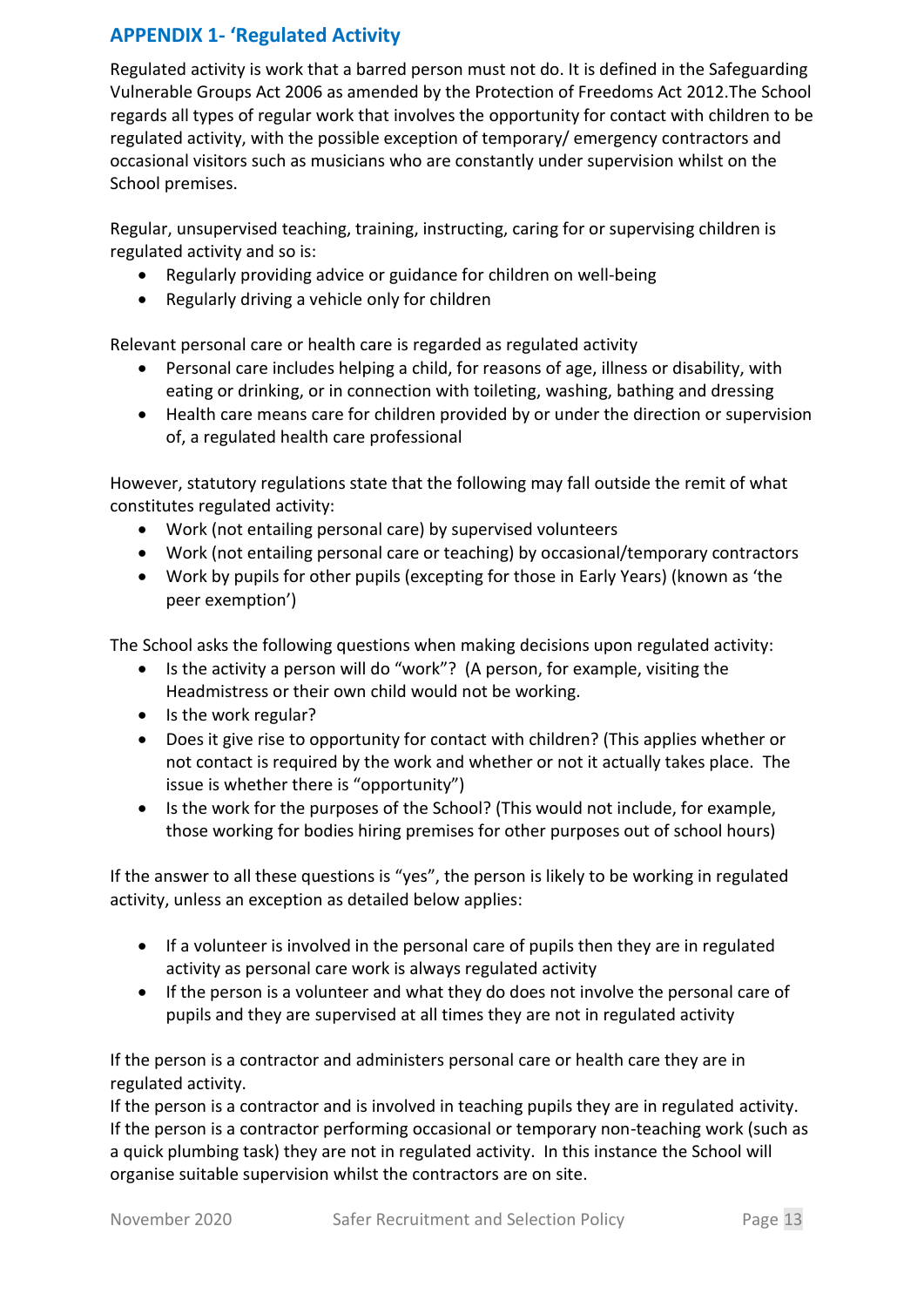## APPENDIX 1- 'Regulated Activity

Regulated activity is work that a barred person must not do. It is defined in the Safeguarding Vulnerable Groups Act 2006 as amended by the Protection of Freedoms Act 2012.The School regards all types of regular work that involves the opportunity for contact with children to be regulated activity, with the possible exception of temporary/ emergency contractors and occasional visitors such as musicians who are constantly under supervision whilst on the School premises.

Regular, unsupervised teaching, training, instructing, caring for or supervising children is regulated activity and so is:

- Regularly providing advice or guidance for children on well-being
- Regularly driving a vehicle only for children

Relevant personal care or health care is regarded as regulated activity

- Personal care includes helping a child, for reasons of age, illness or disability, with eating or drinking, or in connection with toileting, washing, bathing and dressing
- Health care means care for children provided by or under the direction or supervision of, a regulated health care professional

However, statutory regulations state that the following may fall outside the remit of what constitutes regulated activity:

- Work (not entailing personal care) by supervised volunteers
- Work (not entailing personal care or teaching) by occasional/temporary contractors
- Work by pupils for other pupils (excepting for those in Early Years) (known as 'the peer exemption')

The School asks the following questions when making decisions upon regulated activity:

- Is the activity a person will do "work"? (A person, for example, visiting the Headmistress or their own child would not be working.
- Is the work regular?
- Does it give rise to opportunity for contact with children? (This applies whether or not contact is required by the work and whether or not it actually takes place. The issue is whether there is "opportunity")
- Is the work for the purposes of the School? (This would not include, for example, those working for bodies hiring premises for other purposes out of school hours)

If the answer to all these questions is "yes", the person is likely to be working in regulated activity, unless an exception as detailed below applies:

- If a volunteer is involved in the personal care of pupils then they are in regulated activity as personal care work is always regulated activity
- If the person is a volunteer and what they do does not involve the personal care of pupils and they are supervised at all times they are not in regulated activity

If the person is a contractor and administers personal care or health care they are in regulated activity.
If the person is a contractor and is involved in teaching pupils they are in regulated activity.
If the person is a contractor performing occasional or temporary non-teaching work (such as a quick plumbing task) they are not in regulated activity. In this instance the School will organise suitable supervision whilst the contractors are on site.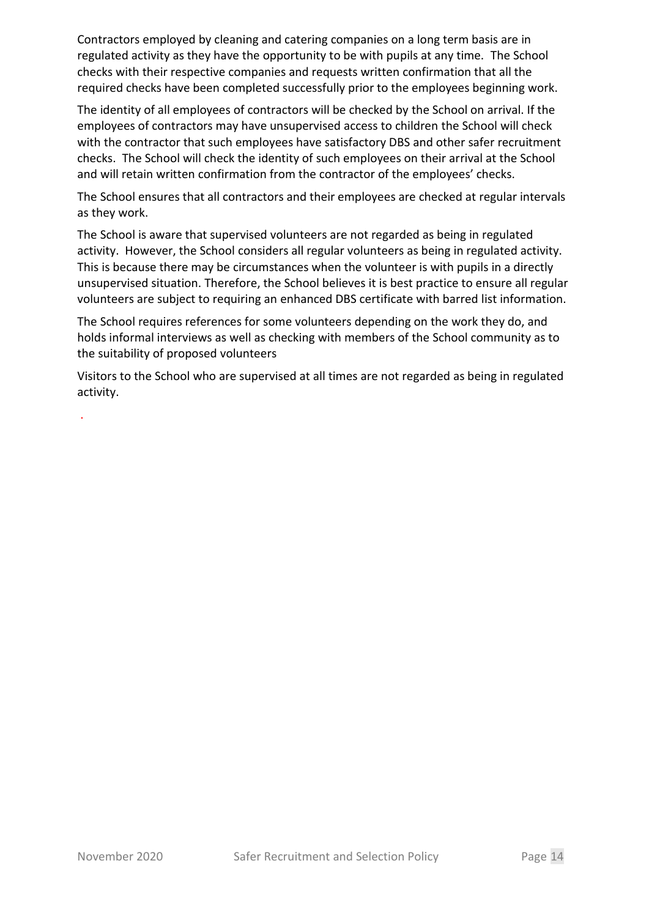Contractors employed by cleaning and catering companies on a long term basis are in regulated activity as they have the opportunity to be with pupils at any time. The School checks with their respective companies and requests written confirmation that all the required checks have been completed successfully prior to the employees beginning work.

The identity of all employees of contractors will be checked by the School on arrival. If the employees of contractors may have unsupervised access to children the School will check with the contractor that such employees have satisfactory DBS and other safer recruitment checks. The School will check the identity of such employees on their arrival at the School and will retain written confirmation from the contractor of the employees' checks.

The School ensures that all contractors and their employees are checked at regular intervals as they work.

The School is aware that supervised volunteers are not regarded as being in regulated activity. However, the School considers all regular volunteers as being in regulated activity. This is because there may be circumstances when the volunteer is with pupils in a directly unsupervised situation. Therefore, the School believes it is best practice to ensure all regular volunteers are subject to requiring an enhanced DBS certificate with barred list information.

The School requires references for some volunteers depending on the work they do, and holds informal interviews as well as checking with members of the School community as to the suitability of proposed volunteers

Visitors to the School who are supervised at all times are not regarded as being in regulated activity.

.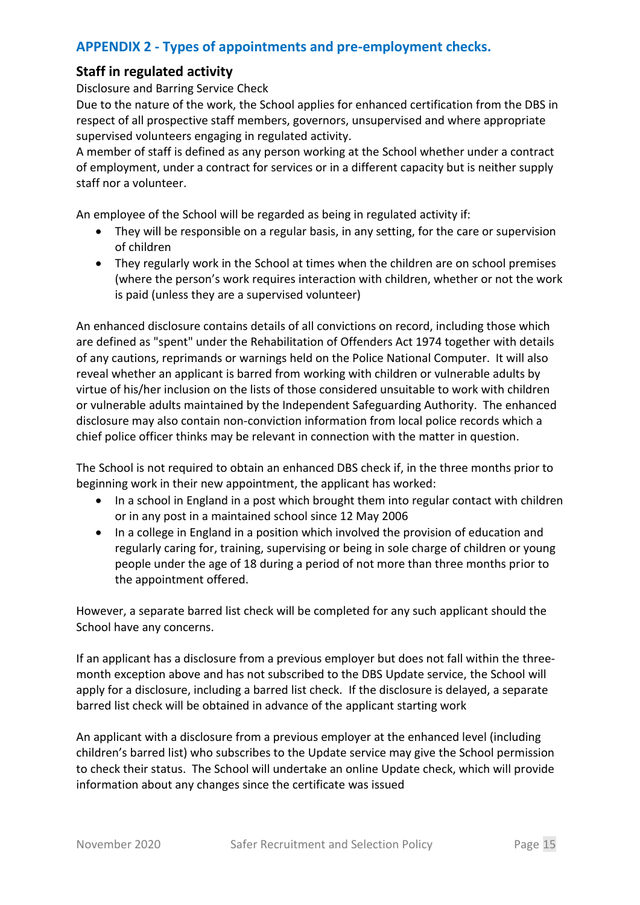## APPENDIX 2 - Types of appointments and pre-employment checks.

### Staff in regulated activity

Disclosure and Barring Service Check

Due to the nature of the work, the School applies for enhanced certification from the DBS in respect of all prospective staff members, governors, unsupervised and where appropriate supervised volunteers engaging in regulated activity.

A member of staff is defined as any person working at the School whether under a contract of employment, under a contract for services or in a different capacity but is neither supply staff nor a volunteer.

An employee of the School will be regarded as being in regulated activity if:

- They will be responsible on a regular basis, in any setting, for the care or supervision of children
- They regularly work in the School at times when the children are on school premises (where the person's work requires interaction with children, whether or not the work is paid (unless they are a supervised volunteer)

An enhanced disclosure contains details of all convictions on record, including those which are defined as "spent" under the Rehabilitation of Offenders Act 1974 together with details of any cautions, reprimands or warnings held on the Police National Computer. It will also reveal whether an applicant is barred from working with children or vulnerable adults by virtue of his/her inclusion on the lists of those considered unsuitable to work with children or vulnerable adults maintained by the Independent Safeguarding Authority. The enhanced disclosure may also contain non-conviction information from local police records which a chief police officer thinks may be relevant in connection with the matter in question.

The School is not required to obtain an enhanced DBS check if, in the three months prior to beginning work in their new appointment, the applicant has worked:

- In a school in England in a post which brought them into regular contact with children or in any post in a maintained school since 12 May 2006
- In a college in England in a position which involved the provision of education and regularly caring for, training, supervising or being in sole charge of children or young people under the age of 18 during a period of not more than three months prior to the appointment offered.

However, a separate barred list check will be completed for any such applicant should the School have any concerns.

If an applicant has a disclosure from a previous employer but does not fall within the three-month exception above and has not subscribed to the DBS Update service, the School will apply for a disclosure, including a barred list check. If the disclosure is delayed, a separate barred list check will be obtained in advance of the applicant starting work

An applicant with a disclosure from a previous employer at the enhanced level (including children's barred list) who subscribes to the Update service may give the School permission to check their status. The School will undertake an online Update check, which will provide information about any changes since the certificate was issued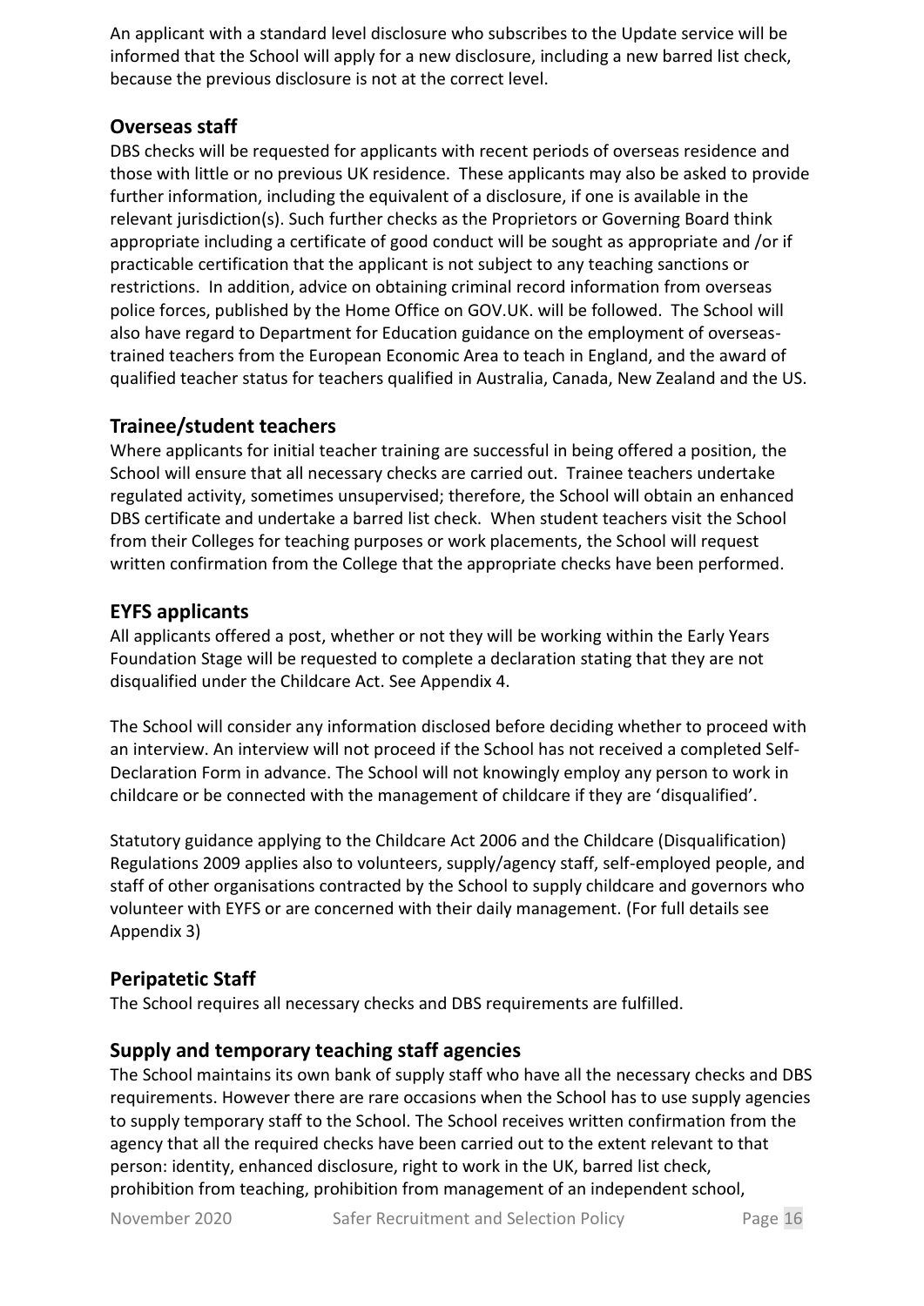An applicant with a standard level disclosure who subscribes to the Update service will be informed that the School will apply for a new disclosure, including a new barred list check, because the previous disclosure is not at the correct level.

## Overseas staff

DBS checks will be requested for applicants with recent periods of overseas residence and those with little or no previous UK residence. These applicants may also be asked to provide further information, including the equivalent of a disclosure, if one is available in the relevant jurisdiction(s). Such further checks as the Proprietors or Governing Board think appropriate including a certificate of good conduct will be sought as appropriate and /or if practicable certification that the applicant is not subject to any teaching sanctions or restrictions. In addition, advice on obtaining criminal record information from overseas police forces, published by the Home Office on GOV.UK. will be followed. The School will also have regard to Department for Education guidance on the employment of overseas-trained teachers from the European Economic Area to teach in England, and the award of qualified teacher status for teachers qualified in Australia, Canada, New Zealand and the US.

## Trainee/student teachers

Where applicants for initial teacher training are successful in being offered a position, the School will ensure that all necessary checks are carried out. Trainee teachers undertake regulated activity, sometimes unsupervised; therefore, the School will obtain an enhanced DBS certificate and undertake a barred list check. When student teachers visit the School from their Colleges for teaching purposes or work placements, the School will request written confirmation from the College that the appropriate checks have been performed.

## EYFS applicants

All applicants offered a post, whether or not they will be working within the Early Years Foundation Stage will be requested to complete a declaration stating that they are not disqualified under the Childcare Act. See Appendix 4.

The School will consider any information disclosed before deciding whether to proceed with an interview. An interview will not proceed if the School has not received a completed Self-Declaration Form in advance. The School will not knowingly employ any person to work in childcare or be connected with the management of childcare if they are 'disqualified'.

Statutory guidance applying to the Childcare Act 2006 and the Childcare (Disqualification) Regulations 2009 applies also to volunteers, supply/agency staff, self-employed people, and staff of other organisations contracted by the School to supply childcare and governors who volunteer with EYFS or are concerned with their daily management. (For full details see Appendix 3)

## Peripatetic Staff

The School requires all necessary checks and DBS requirements are fulfilled.

## Supply and temporary teaching staff agencies

The School maintains its own bank of supply staff who have all the necessary checks and DBS requirements. However there are rare occasions when the School has to use supply agencies to supply temporary staff to the School. The School receives written confirmation from the agency that all the required checks have been carried out to the extent relevant to that person: identity, enhanced disclosure, right to work in the UK, barred list check, prohibition from teaching, prohibition from management of an independent school,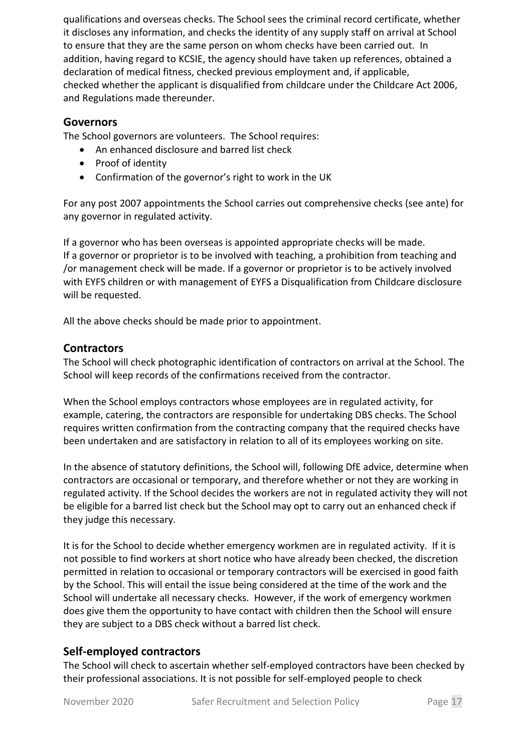qualifications and overseas checks. The School sees the criminal record certificate, whether it discloses any information, and checks the identity of any supply staff on arrival at School to ensure that they are the same person on whom checks have been carried out. In addition, having regard to KCSIE, the agency should have taken up references, obtained a declaration of medical fitness, checked previous employment and, if applicable, checked whether the applicant is disqualified from childcare under the Childcare Act 2006, and Regulations made thereunder.

## Governors

The School governors are volunteers. The School requires:

- An enhanced disclosure and barred list check
- Proof of identity
- Confirmation of the governor's right to work in the UK

For any post 2007 appointments the School carries out comprehensive checks (see ante) for any governor in regulated activity.

If a governor who has been overseas is appointed appropriate checks will be made.
If a governor or proprietor is to be involved with teaching, a prohibition from teaching and /or management check will be made. If a governor or proprietor is to be actively involved with EYFS children or with management of EYFS a Disqualification from Childcare disclosure will be requested.

All the above checks should be made prior to appointment.

## Contractors

The School will check photographic identification of contractors on arrival at the School. The School will keep records of the confirmations received from the contractor.

When the School employs contractors whose employees are in regulated activity, for example, catering, the contractors are responsible for undertaking DBS checks. The School requires written confirmation from the contracting company that the required checks have been undertaken and are satisfactory in relation to all of its employees working on site.

In the absence of statutory definitions, the School will, following DfE advice, determine when contractors are occasional or temporary, and therefore whether or not they are working in regulated activity. If the School decides the workers are not in regulated activity they will not be eligible for a barred list check but the School may opt to carry out an enhanced check if they judge this necessary.

It is for the School to decide whether emergency workmen are in regulated activity. If it is not possible to find workers at short notice who have already been checked, the discretion permitted in relation to occasional or temporary contractors will be exercised in good faith by the School. This will entail the issue being considered at the time of the work and the School will undertake all necessary checks. However, if the work of emergency workmen does give them the opportunity to have contact with children then the School will ensure they are subject to a DBS check without a barred list check.

## Self-employed contractors

The School will check to ascertain whether self-employed contractors have been checked by their professional associations. It is not possible for self-employed people to check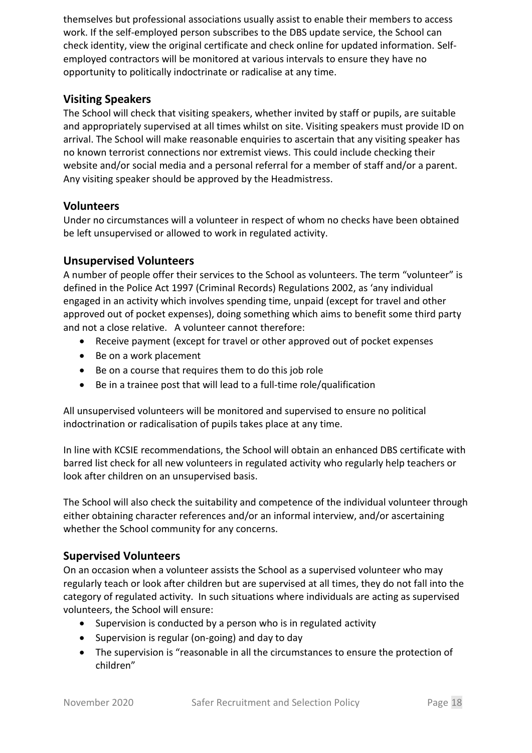themselves but professional associations usually assist to enable their members to access work. If the self-employed person subscribes to the DBS update service, the School can check identity, view the original certificate and check online for updated information. Self-employed contractors will be monitored at various intervals to ensure they have no opportunity to politically indoctrinate or radicalise at any time.

## Visiting Speakers

The School will check that visiting speakers, whether invited by staff or pupils, are suitable and appropriately supervised at all times whilst on site. Visiting speakers must provide ID on arrival. The School will make reasonable enquiries to ascertain that any visiting speaker has no known terrorist connections nor extremist views. This could include checking their website and/or social media and a personal referral for a member of staff and/or a parent. Any visiting speaker should be approved by the Headmistress.

## Volunteers

Under no circumstances will a volunteer in respect of whom no checks have been obtained be left unsupervised or allowed to work in regulated activity.

## Unsupervised Volunteers

A number of people offer their services to the School as volunteers. The term "volunteer" is defined in the Police Act 1997 (Criminal Records) Regulations 2002, as 'any individual engaged in an activity which involves spending time, unpaid (except for travel and other approved out of pocket expenses), doing something which aims to benefit some third party and not a close relative. A volunteer cannot therefore:

- Receive payment (except for travel or other approved out of pocket expenses
- Be on a work placement
- Be on a course that requires them to do this job role
- Be in a trainee post that will lead to a full-time role/qualification

All unsupervised volunteers will be monitored and supervised to ensure no political indoctrination or radicalisation of pupils takes place at any time.

In line with KCSIE recommendations, the School will obtain an enhanced DBS certificate with barred list check for all new volunteers in regulated activity who regularly help teachers or look after children on an unsupervised basis.

The School will also check the suitability and competence of the individual volunteer through either obtaining character references and/or an informal interview, and/or ascertaining whether the School community for any concerns.

## Supervised Volunteers

On an occasion when a volunteer assists the School as a supervised volunteer who may regularly teach or look after children but are supervised at all times, they do not fall into the category of regulated activity. In such situations where individuals are acting as supervised volunteers, the School will ensure:

- Supervision is conducted by a person who is in regulated activity
- Supervision is regular (on-going) and day to day
- The supervision is "reasonable in all the circumstances to ensure the protection of children"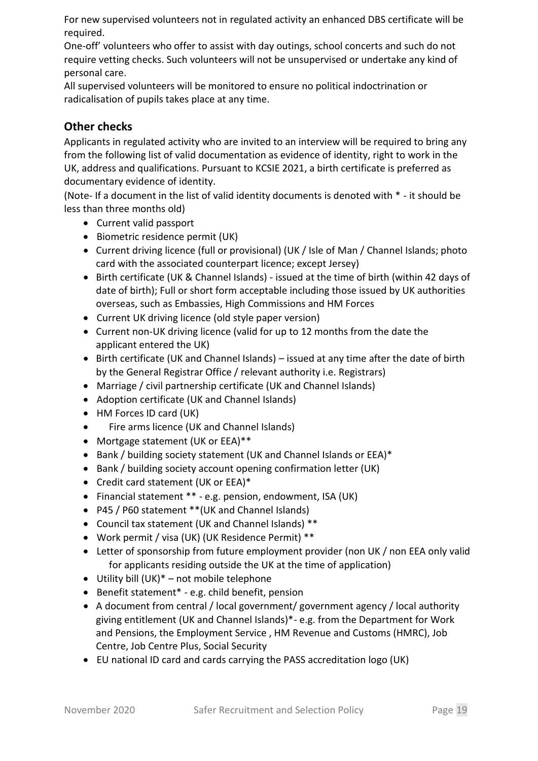For new supervised volunteers not in regulated activity an enhanced DBS certificate will be required.

One-off' volunteers who offer to assist with day outings, school concerts and such do not require vetting checks. Such volunteers will not be unsupervised or undertake any kind of personal care.

All supervised volunteers will be monitored to ensure no political indoctrination or radicalisation of pupils takes place at any time.

## Other checks

Applicants in regulated activity who are invited to an interview will be required to bring any from the following list of valid documentation as evidence of identity, right to work in the UK, address and qualifications. Pursuant to KCSIE 2021, a birth certificate is preferred as documentary evidence of identity.

(Note- If a document in the list of valid identity documents is denoted with * - it should be less than three months old)

- Current valid passport
- Biometric residence permit (UK)
- Current driving licence (full or provisional) (UK / Isle of Man / Channel Islands; photo card with the associated counterpart licence; except Jersey)
- Birth certificate (UK & Channel Islands) - issued at the time of birth (within 42 days of date of birth); Full or short form acceptable including those issued by UK authorities overseas, such as Embassies, High Commissions and HM Forces
- Current UK driving licence (old style paper version)
- Current non-UK driving licence (valid for up to 12 months from the date the applicant entered the UK)
- Birth certificate (UK and Channel Islands) – issued at any time after the date of birth by the General Registrar Office / relevant authority i.e. Registrars)
- Marriage / civil partnership certificate (UK and Channel Islands)
- Adoption certificate (UK and Channel Islands)
- HM Forces ID card (UK)
- Fire arms licence (UK and Channel Islands)
- Mortgage statement (UK or EEA)**
- Bank / building society statement (UK and Channel Islands or EEA)*
- Bank / building society account opening confirmation letter (UK)
- Credit card statement (UK or EEA)*
- Financial statement ** - e.g. pension, endowment, ISA (UK)
- P45 / P60 statement **(UK and Channel Islands)
- Council tax statement (UK and Channel Islands) **
- Work permit / visa (UK) (UK Residence Permit) **
- Letter of sponsorship from future employment provider (non UK / non EEA only valid for applicants residing outside the UK at the time of application)
- Utility bill (UK)* – not mobile telephone
- Benefit statement* - e.g. child benefit, pension
- A document from central / local government/ government agency / local authority giving entitlement (UK and Channel Islands)*- e.g. from the Department for Work and Pensions, the Employment Service , HM Revenue and Customs (HMRC), Job Centre, Job Centre Plus, Social Security
- EU national ID card and cards carrying the PASS accreditation logo (UK)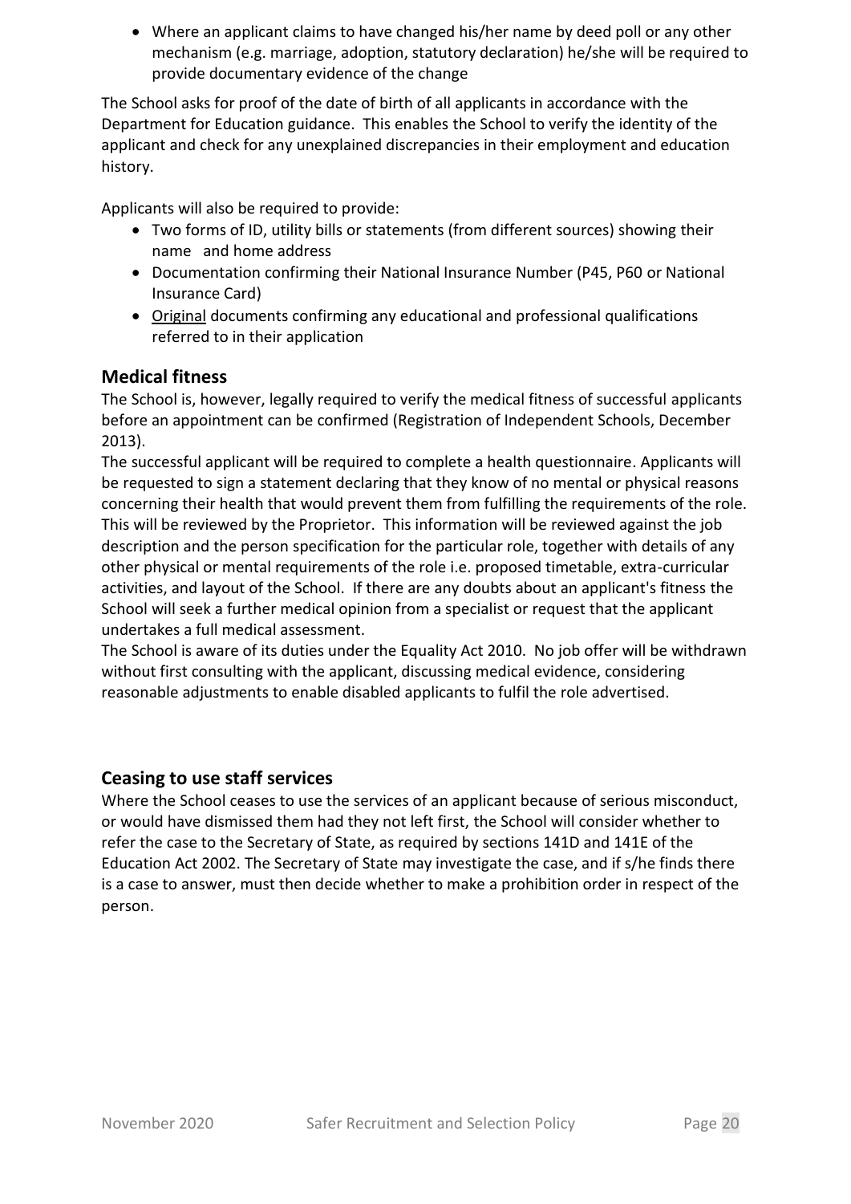- Where an applicant claims to have changed his/her name by deed poll or any other mechanism (e.g. marriage, adoption, statutory declaration) he/she will be required to provide documentary evidence of the change

The School asks for proof of the date of birth of all applicants in accordance with the Department for Education guidance. This enables the School to verify the identity of the applicant and check for any unexplained discrepancies in their employment and education history.

Applicants will also be required to provide:

- Two forms of ID, utility bills or statements (from different sources) showing their name and home address
- Documentation confirming their National Insurance Number (P45, P60 or National Insurance Card)
- Original documents confirming any educational and professional qualifications referred to in their application

## Medical fitness

The School is, however, legally required to verify the medical fitness of successful applicants before an appointment can be confirmed (Registration of Independent Schools, December 2013).

The successful applicant will be required to complete a health questionnaire. Applicants will be requested to sign a statement declaring that they know of no mental or physical reasons concerning their health that would prevent them from fulfilling the requirements of the role. This will be reviewed by the Proprietor. This information will be reviewed against the job description and the person specification for the particular role, together with details of any other physical or mental requirements of the role i.e. proposed timetable, extra-curricular activities, and layout of the School. If there are any doubts about an applicant's fitness the School will seek a further medical opinion from a specialist or request that the applicant undertakes a full medical assessment.

The School is aware of its duties under the Equality Act 2010. No job offer will be withdrawn without first consulting with the applicant, discussing medical evidence, considering reasonable adjustments to enable disabled applicants to fulfil the role advertised.

## Ceasing to use staff services

Where the School ceases to use the services of an applicant because of serious misconduct, or would have dismissed them had they not left first, the School will consider whether to refer the case to the Secretary of State, as required by sections 141D and 141E of the Education Act 2002. The Secretary of State may investigate the case, and if s/he finds there is a case to answer, must then decide whether to make a prohibition order in respect of the person.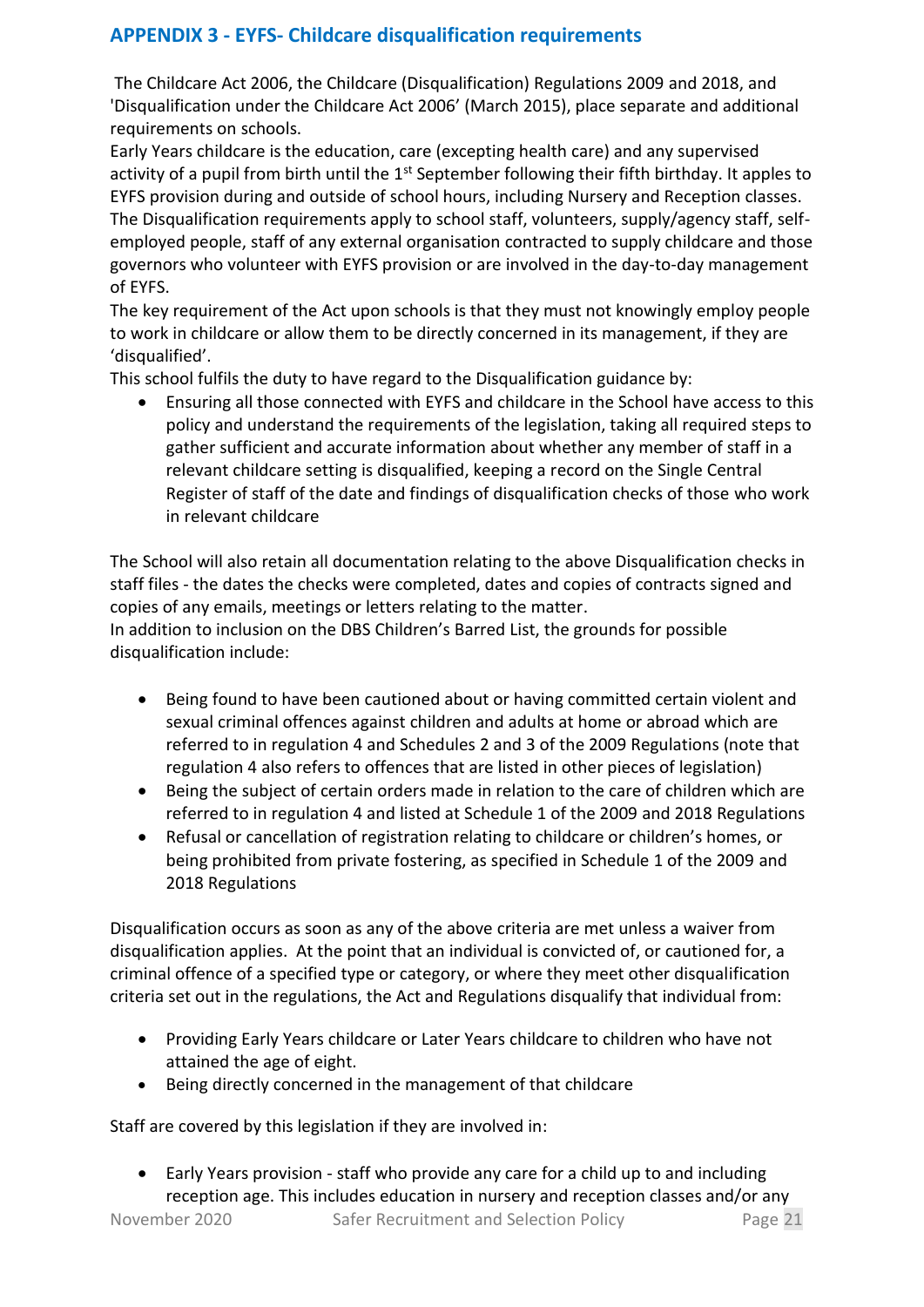## APPENDIX 3 - EYFS- Childcare disqualification requirements

The Childcare Act 2006, the Childcare (Disqualification) Regulations 2009 and 2018, and 'Disqualification under the Childcare Act 2006' (March 2015), place separate and additional requirements on schools.

Early Years childcare is the education, care (excepting health care) and any supervised activity of a pupil from birth until the 1st September following their fifth birthday. It apples to EYFS provision during and outside of school hours, including Nursery and Reception classes. The Disqualification requirements apply to school staff, volunteers, supply/agency staff, self-employed people, staff of any external organisation contracted to supply childcare and those governors who volunteer with EYFS provision or are involved in the day-to-day management of EYFS.

The key requirement of the Act upon schools is that they must not knowingly employ people to work in childcare or allow them to be directly concerned in its management, if they are 'disqualified'.

This school fulfils the duty to have regard to the Disqualification guidance by:

- Ensuring all those connected with EYFS and childcare in the School have access to this policy and understand the requirements of the legislation, taking all required steps to gather sufficient and accurate information about whether any member of staff in a relevant childcare setting is disqualified, keeping a record on the Single Central Register of staff of the date and findings of disqualification checks of those who work in relevant childcare

The School will also retain all documentation relating to the above Disqualification checks in staff files - the dates the checks were completed, dates and copies of contracts signed and copies of any emails, meetings or letters relating to the matter.

In addition to inclusion on the DBS Children's Barred List, the grounds for possible disqualification include:

- Being found to have been cautioned about or having committed certain violent and sexual criminal offences against children and adults at home or abroad which are referred to in regulation 4 and Schedules 2 and 3 of the 2009 Regulations (note that regulation 4 also refers to offences that are listed in other pieces of legislation)
- Being the subject of certain orders made in relation to the care of children which are referred to in regulation 4 and listed at Schedule 1 of the 2009 and 2018 Regulations
- Refusal or cancellation of registration relating to childcare or children's homes, or being prohibited from private fostering, as specified in Schedule 1 of the 2009 and 2018 Regulations

Disqualification occurs as soon as any of the above criteria are met unless a waiver from disqualification applies. At the point that an individual is convicted of, or cautioned for, a criminal offence of a specified type or category, or where they meet other disqualification criteria set out in the regulations, the Act and Regulations disqualify that individual from:

- Providing Early Years childcare or Later Years childcare to children who have not attained the age of eight.
- Being directly concerned in the management of that childcare

Staff are covered by this legislation if they are involved in:

- Early Years provision - staff who provide any care for a child up to and including reception age. This includes education in nursery and reception classes and/or any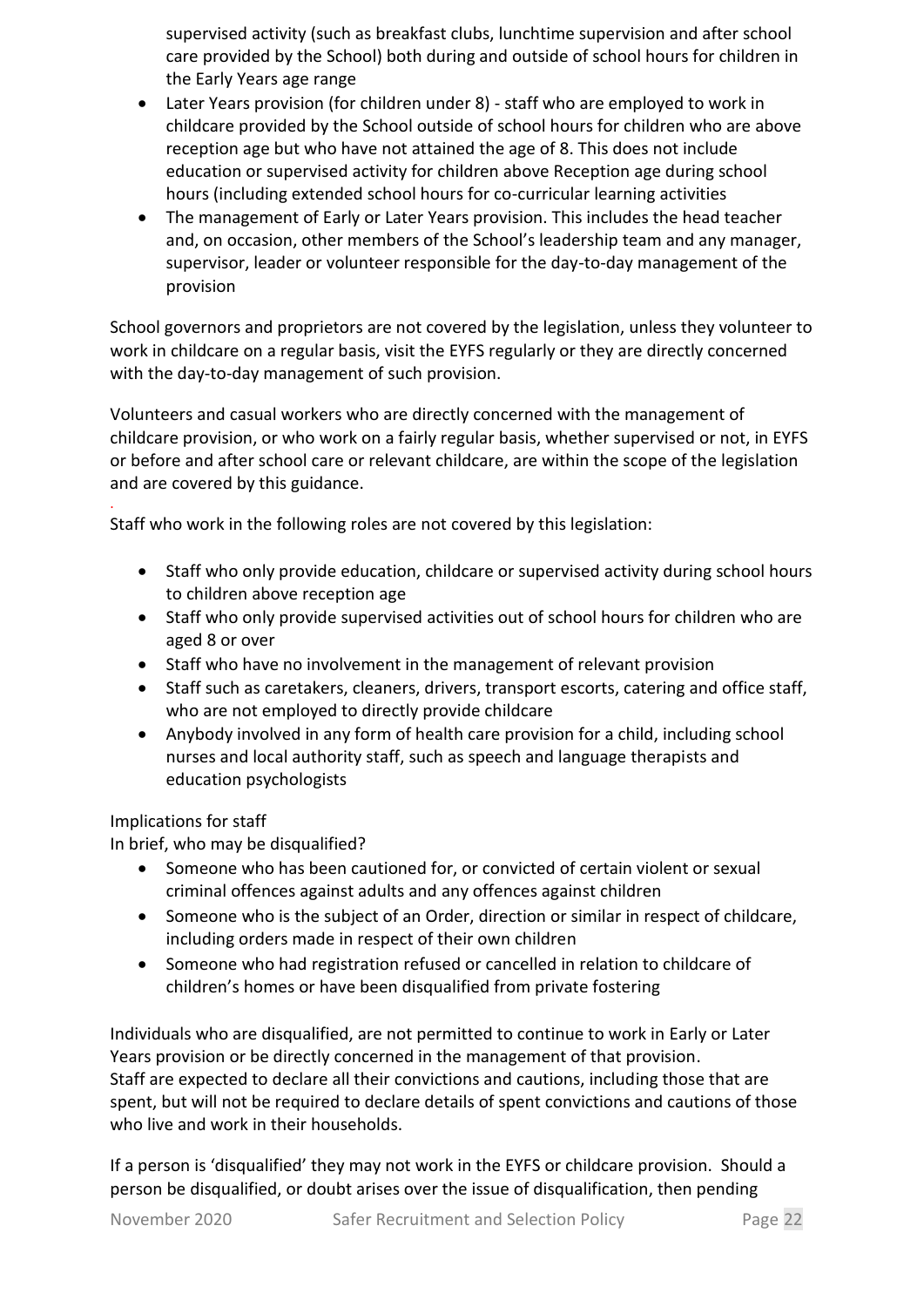supervised activity (such as breakfast clubs, lunchtime supervision and after school care provided by the School) both during and outside of school hours for children in the Early Years age range

- Later Years provision (for children under 8) - staff who are employed to work in childcare provided by the School outside of school hours for children who are above reception age but who have not attained the age of 8. This does not include education or supervised activity for children above Reception age during school hours (including extended school hours for co-curricular learning activities
- The management of Early or Later Years provision. This includes the head teacher and, on occasion, other members of the School's leadership team and any manager, supervisor, leader or volunteer responsible for the day-to-day management of the provision

School governors and proprietors are not covered by the legislation, unless they volunteer to work in childcare on a regular basis, visit the EYFS regularly or they are directly concerned with the day-to-day management of such provision.

Volunteers and casual workers who are directly concerned with the management of childcare provision, or who work on a fairly regular basis, whether supervised or not, in EYFS or before and after school care or relevant childcare, are within the scope of the legislation and are covered by this guidance.

Staff who work in the following roles are not covered by this legislation:

- Staff who only provide education, childcare or supervised activity during school hours to children above reception age
- Staff who only provide supervised activities out of school hours for children who are aged 8 or over
- Staff who have no involvement in the management of relevant provision
- Staff such as caretakers, cleaners, drivers, transport escorts, catering and office staff, who are not employed to directly provide childcare
- Anybody involved in any form of health care provision for a child, including school nurses and local authority staff, such as speech and language therapists and education psychologists

Implications for staff

In brief, who may be disqualified?

- Someone who has been cautioned for, or convicted of certain violent or sexual criminal offences against adults and any offences against children
- Someone who is the subject of an Order, direction or similar in respect of childcare, including orders made in respect of their own children
- Someone who had registration refused or cancelled in relation to childcare of children's homes or have been disqualified from private fostering

Individuals who are disqualified, are not permitted to continue to work in Early or Later Years provision or be directly concerned in the management of that provision.
Staff are expected to declare all their convictions and cautions, including those that are spent, but will not be required to declare details of spent convictions and cautions of those who live and work in their households.

If a person is 'disqualified' they may not work in the EYFS or childcare provision. Should a person be disqualified, or doubt arises over the issue of disqualification, then pending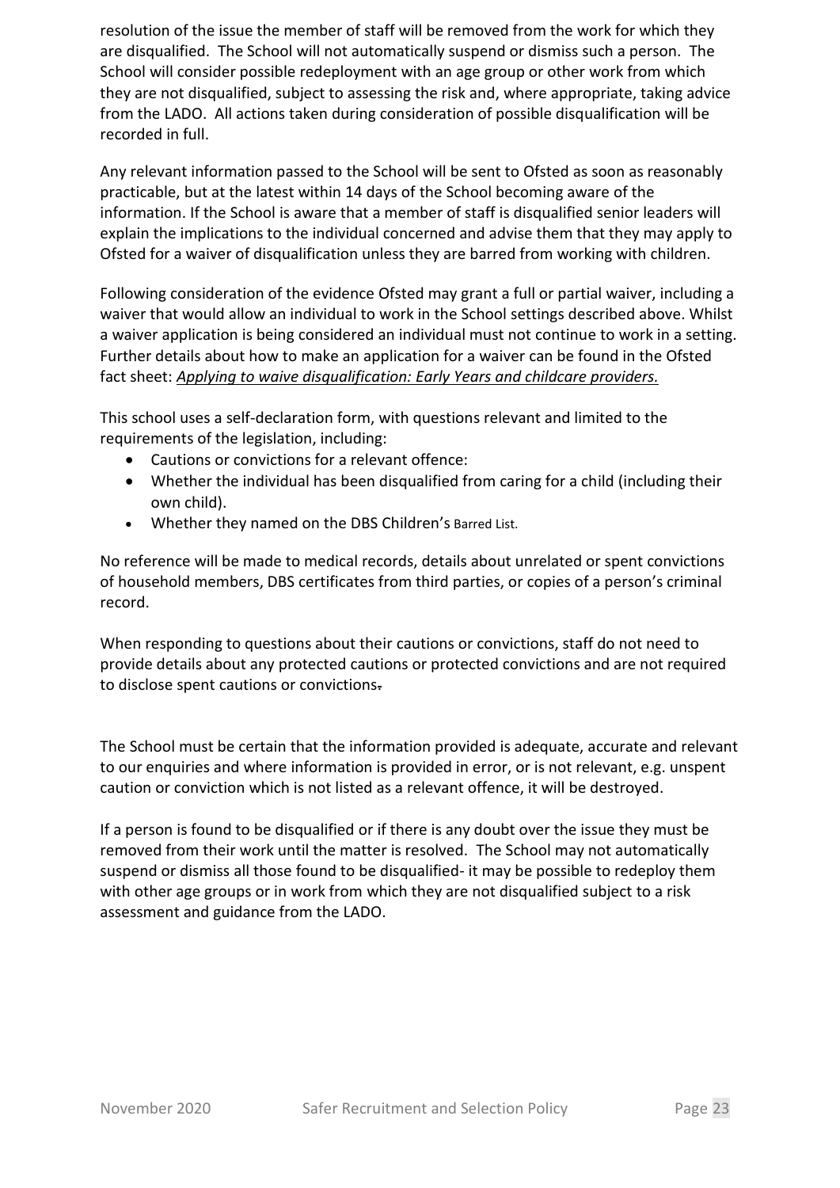resolution of the issue the member of staff will be removed from the work for which they are disqualified. The School will not automatically suspend or dismiss such a person. The School will consider possible redeployment with an age group or other work from which they are not disqualified, subject to assessing the risk and, where appropriate, taking advice from the LADO. All actions taken during consideration of possible disqualification will be recorded in full.

Any relevant information passed to the School will be sent to Ofsted as soon as reasonably practicable, but at the latest within 14 days of the School becoming aware of the information. If the School is aware that a member of staff is disqualified senior leaders will explain the implications to the individual concerned and advise them that they may apply to Ofsted for a waiver of disqualification unless they are barred from working with children.

Following consideration of the evidence Ofsted may grant a full or partial waiver, including a waiver that would allow an individual to work in the School settings described above. Whilst a waiver application is being considered an individual must not continue to work in a setting. Further details about how to make an application for a waiver can be found in the Ofsted fact sheet: *Applying to waive disqualification: Early Years and childcare providers.*

This school uses a self-declaration form, with questions relevant and limited to the requirements of the legislation, including:

- Cautions or convictions for a relevant offence:
- Whether the individual has been disqualified from caring for a child (including their own child).
- Whether they named on the DBS Children's Barred List.

No reference will be made to medical records, details about unrelated or spent convictions of household members, DBS certificates from third parties, or copies of a person's criminal record.

When responding to questions about their cautions or convictions, staff do not need to provide details about any protected cautions or protected convictions and are not required to disclose spent cautions or convictions.

The School must be certain that the information provided is adequate, accurate and relevant to our enquiries and where information is provided in error, or is not relevant, e.g. unspent caution or conviction which is not listed as a relevant offence, it will be destroyed.

If a person is found to be disqualified or if there is any doubt over the issue they must be removed from their work until the matter is resolved. The School may not automatically suspend or dismiss all those found to be disqualified- it may be possible to redeploy them with other age groups or in work from which they are not disqualified subject to a risk assessment and guidance from the LADO.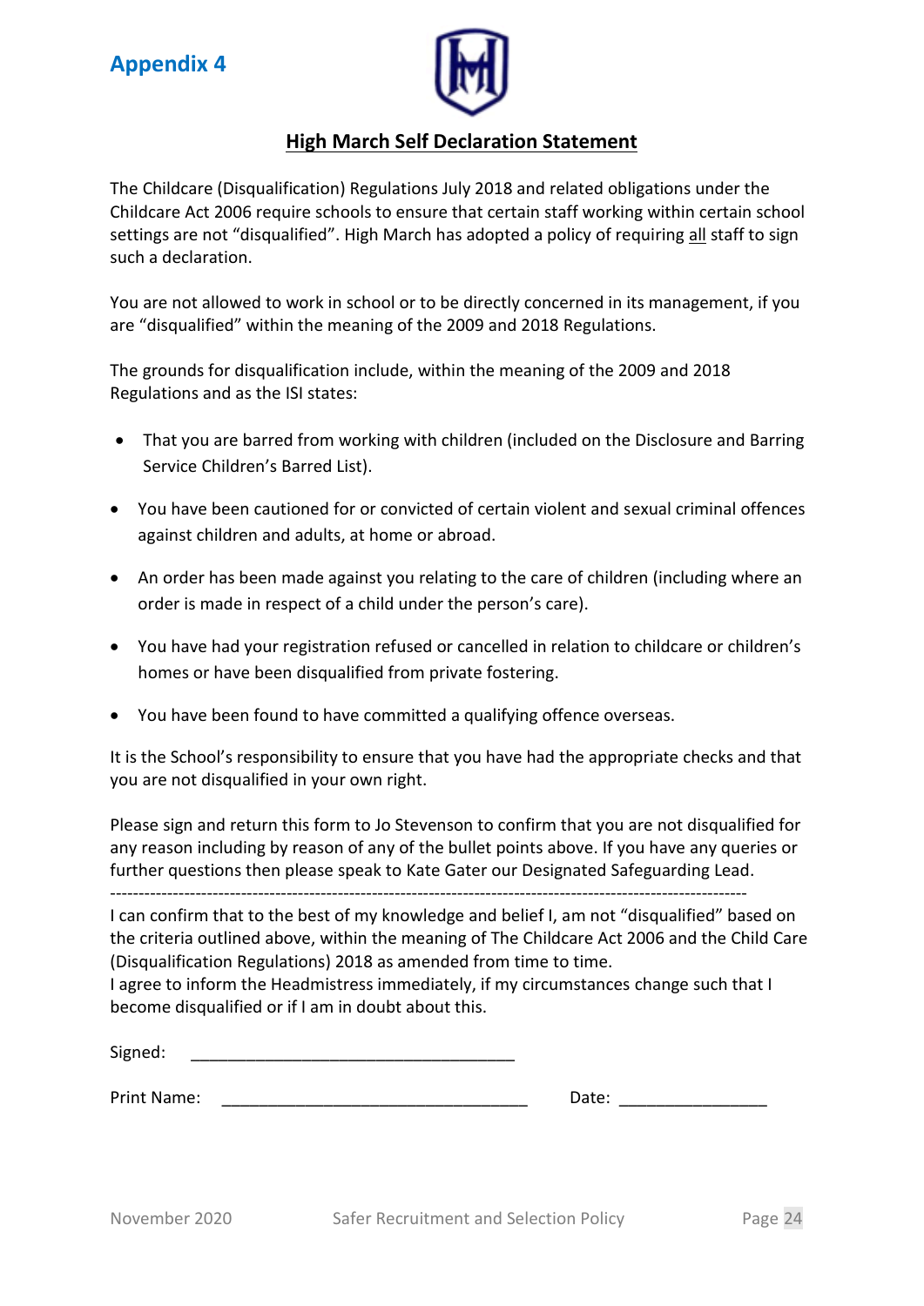## Appendix 4

### <u>High March Self Declaration Statement</u>

The Childcare (Disqualification) Regulations July 2018 and related obligations under the Childcare Act 2006 require schools to ensure that certain staff working within certain school settings are not "disqualified". High March has adopted a policy of requiring <u>all</u> staff to sign such a declaration.

You are not allowed to work in school or to be directly concerned in its management, if you are "disqualified" within the meaning of the 2009 and 2018 Regulations.

The grounds for disqualification include, within the meaning of the 2009 and 2018 Regulations and as the ISI states:

- That you are barred from working with children (included on the Disclosure and Barring Service Children's Barred List).
- You have been cautioned for or convicted of certain violent and sexual criminal offences against children and adults, at home or abroad.
- An order has been made against you relating to the care of children (including where an order is made in respect of a child under the person's care).
- You have had your registration refused or cancelled in relation to childcare or children's homes or have been disqualified from private fostering.
- You have been found to have committed a qualifying offence overseas.

It is the School's responsibility to ensure that you have had the appropriate checks and that you are not disqualified in your own right.

Please sign and return this form to Jo Stevenson to confirm that you are not disqualified for any reason including by reason of any of the bullet points above. If you have any queries or further questions then please speak to Kate Gater our Designated Safeguarding Lead.

---

I can confirm that to the best of my knowledge and belief I, am not "disqualified" based on the criteria outlined above, within the meaning of The Childcare Act 2006 and the Child Care (Disqualification Regulations) 2018 as amended from time to time.
I agree to inform the Headmistress immediately, if my circumstances change such that I become disqualified or if I am in doubt about this.

Signed: ___________________________________

Print Name: ________________________________ Date: _______________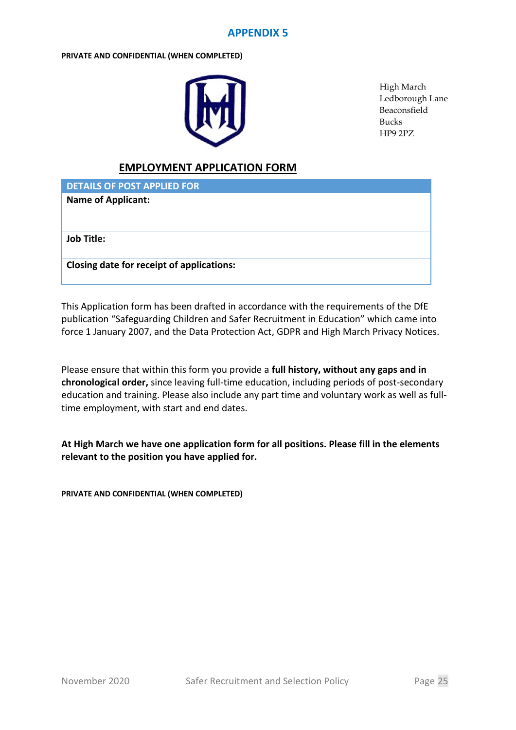# APPENDIX 5

**PRIVATE AND CONFIDENTIAL (WHEN COMPLETED)**

High March
Ledborough Lane
Beaconsfield
Bucks
HP9 2PZ

## EMPLOYMENT APPLICATION FORM

| DETAILS OF POST APPLIED FOR |
| --- |
| **Name of Applicant:** |
| **Job Title:** |
| **Closing date for receipt of applications:** |

This Application form has been drafted in accordance with the requirements of the DfE publication "Safeguarding Children and Safer Recruitment in Education" which came into force 1 January 2007, and the Data Protection Act, GDPR and High March Privacy Notices.

Please ensure that within this form you provide a **full history, without any gaps and in chronological order,** since leaving full-time education, including periods of post-secondary education and training. Please also include any part time and voluntary work as well as full-time employment, with start and end dates.

**At High March we have one application form for all positions. Please fill in the elements relevant to the position you have applied for.**

**PRIVATE AND CONFIDENTIAL (WHEN COMPLETED)**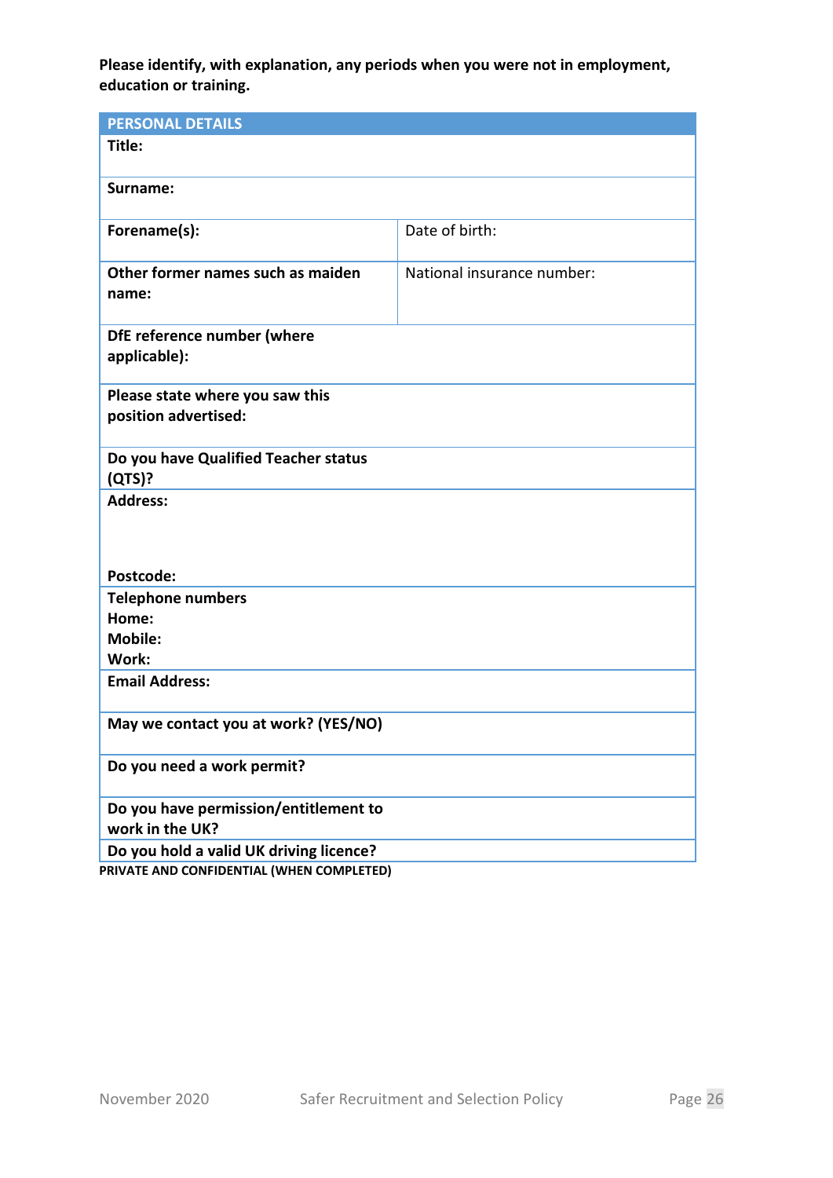**Please identify, with explanation, any periods when you were not in employment, education or training.**

| PERSONAL DETAILS | |
|---|---|
| **Title:** | |
| **Surname:** | |
| **Forename(s):** | Date of birth: |
| **Other former names such as maiden name:** | National insurance number: |
| **DfE reference number (where applicable):** | |
| **Please state where you saw this position advertised:** | |
| **Do you have Qualified Teacher status (QTS)?** | |
| **Address:**<br><br><br>**Postcode:** | |
| **Telephone numbers**<br>**Home:**<br>**Mobile:**<br>**Work:** | |
| **Email Address:** | |
| **May we contact you at work? (YES/NO)** | |
| **Do you need a work permit?** | |
| **Do you have permission/entitlement to work in the UK?** | |
| **Do you hold a valid UK driving licence?** | |

**PRIVATE AND CONFIDENTIAL (WHEN COMPLETED)**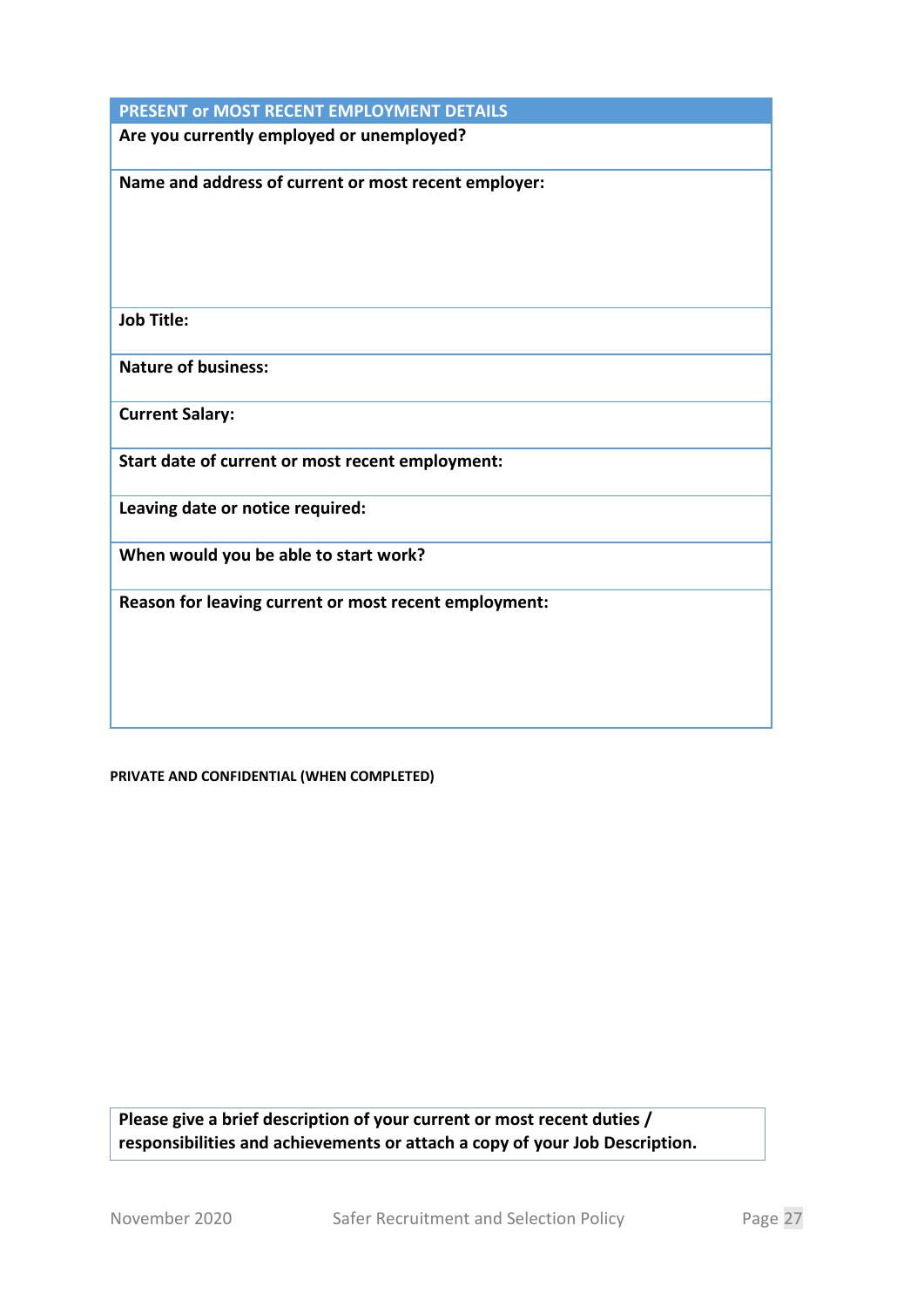| PRESENT or MOST RECENT EMPLOYMENT DETAILS |
|---|
| **Are you currently employed or unemployed?** |
| **Name and address of current or most recent employer:** |
| **Job Title:** |
| **Nature of business:** |
| **Current Salary:** |
| **Start date of current or most recent employment:** |
| **Leaving date or notice required:** |
| **When would you be able to start work?** |
| **Reason for leaving current or most recent employment:** |

**PRIVATE AND CONFIDENTIAL (WHEN COMPLETED)**

| Please give a brief description of your current or most recent duties / responsibilities and achievements or attach a copy of your Job Description. |
|---|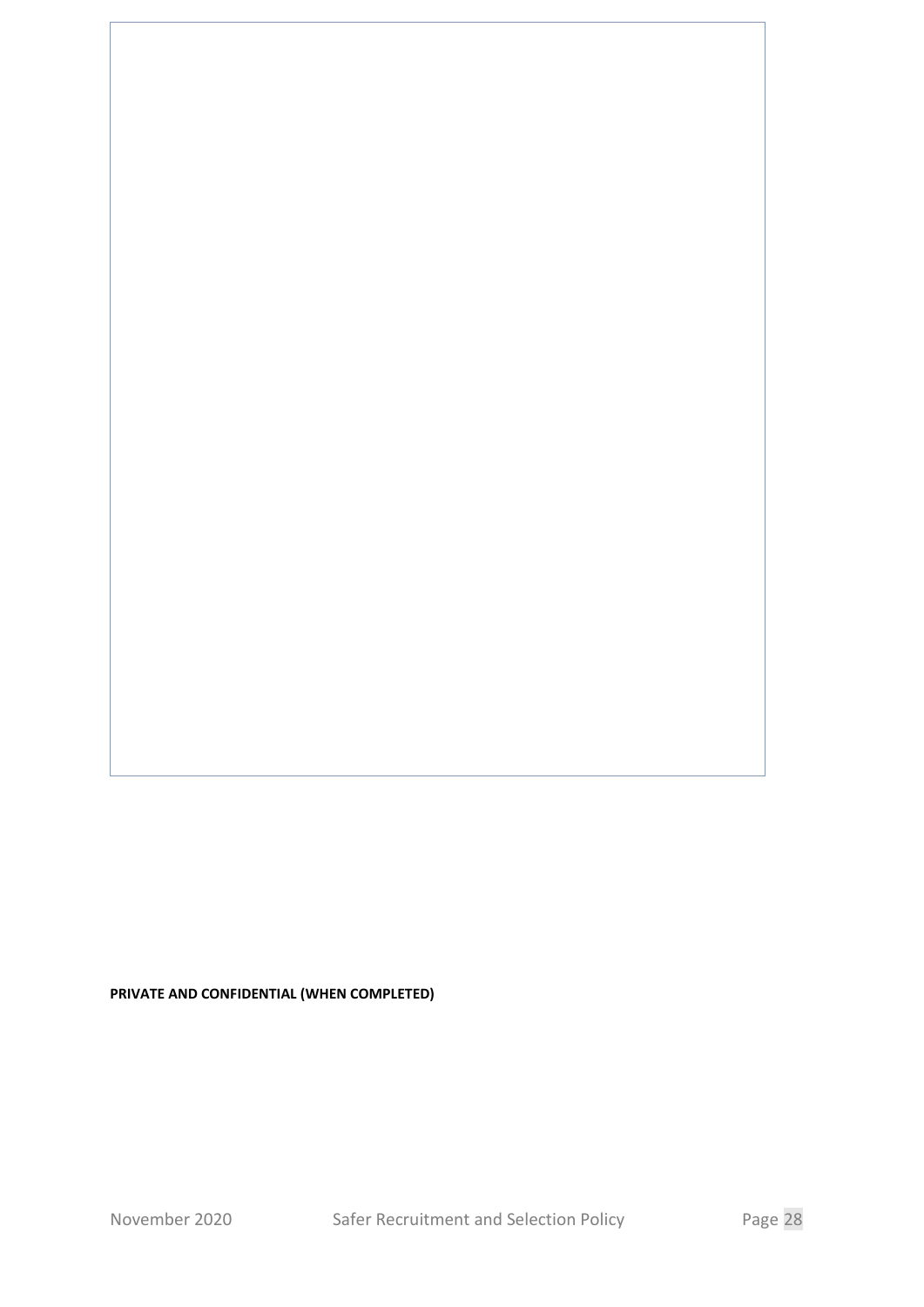**PRIVATE AND CONFIDENTIAL (WHEN COMPLETED)**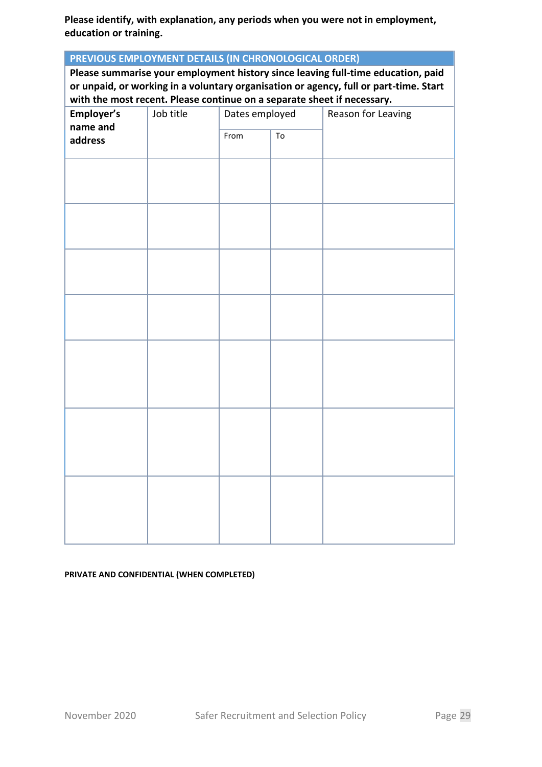**Please identify, with explanation, any periods when you were not in employment, education or training.**

| PREVIOUS EMPLOYMENT DETAILS (IN CHRONOLOGICAL ORDER) | | | | |
|---|---|---|---|---|
| **Please summarise your employment history since leaving full-time education, paid or unpaid, or working in a voluntary organisation or agency, full or part-time. Start with the most recent. Please continue on a separate sheet if necessary.** | | | | |
| **Employer's name and address** | Job title | Dates employed | | Reason for Leaving |
| | | From | To | |
| | | | | |
| | | | | |
| | | | | |
| | | | | |
| | | | | |
| | | | | |
| | | | | |

**PRIVATE AND CONFIDENTIAL (WHEN COMPLETED)**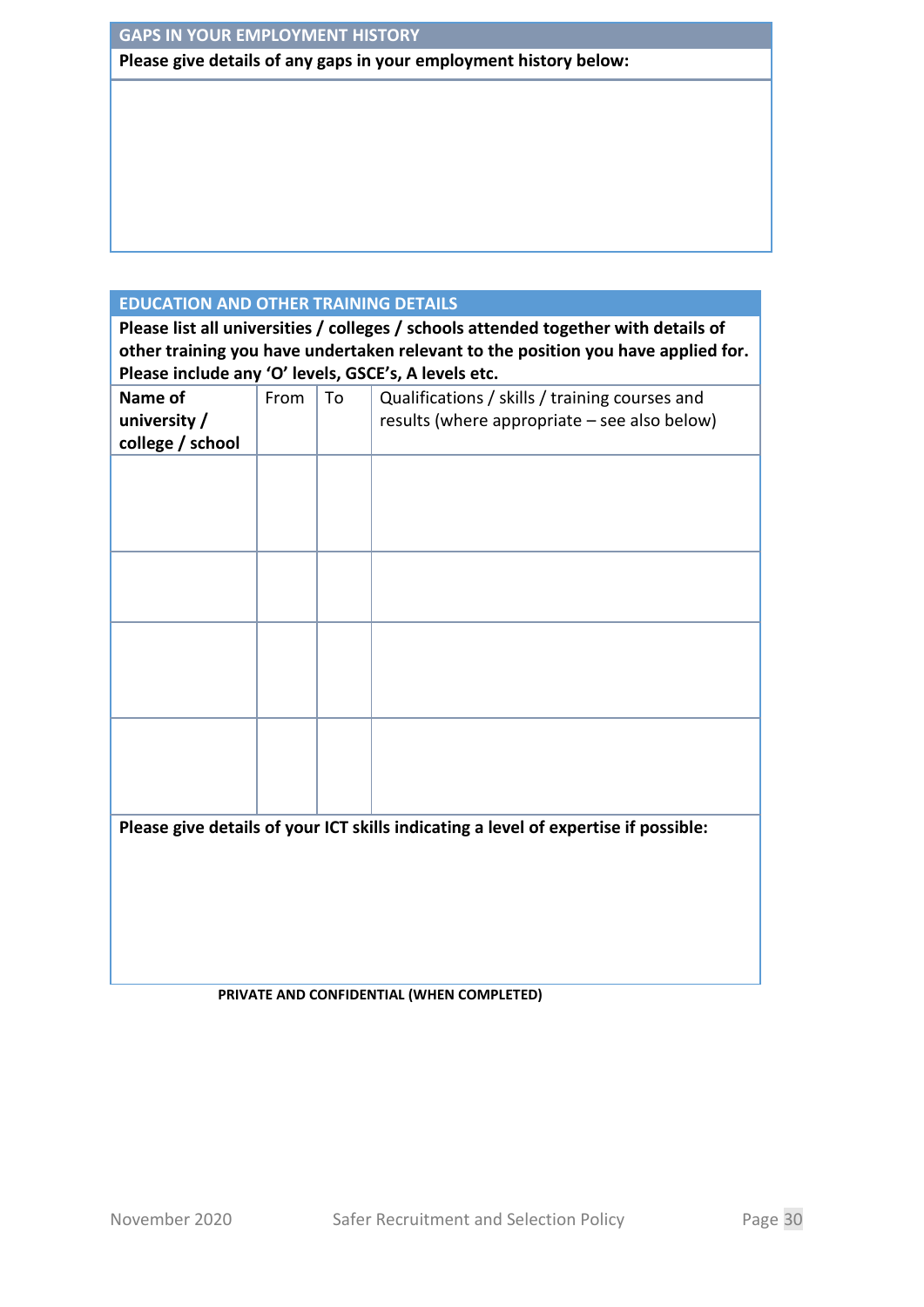## GAPS IN YOUR EMPLOYMENT HISTORY

**Please give details of any gaps in your employment history below:**

## EDUCATION AND OTHER TRAINING DETAILS

**Please list all universities / colleges / schools attended together with details of other training you have undertaken relevant to the position you have applied for. Please include any 'O' levels, GSCE's, A levels etc.**

| **Name of university / college / school** | From | To | Qualifications / skills / training courses and results (where appropriate – see also below) |
|---|---|---|---|
| | | | |
| | | | |
| | | | |
| | | | |

**Please give details of your ICT skills indicating a level of expertise if possible:**

**PRIVATE AND CONFIDENTIAL (WHEN COMPLETED)**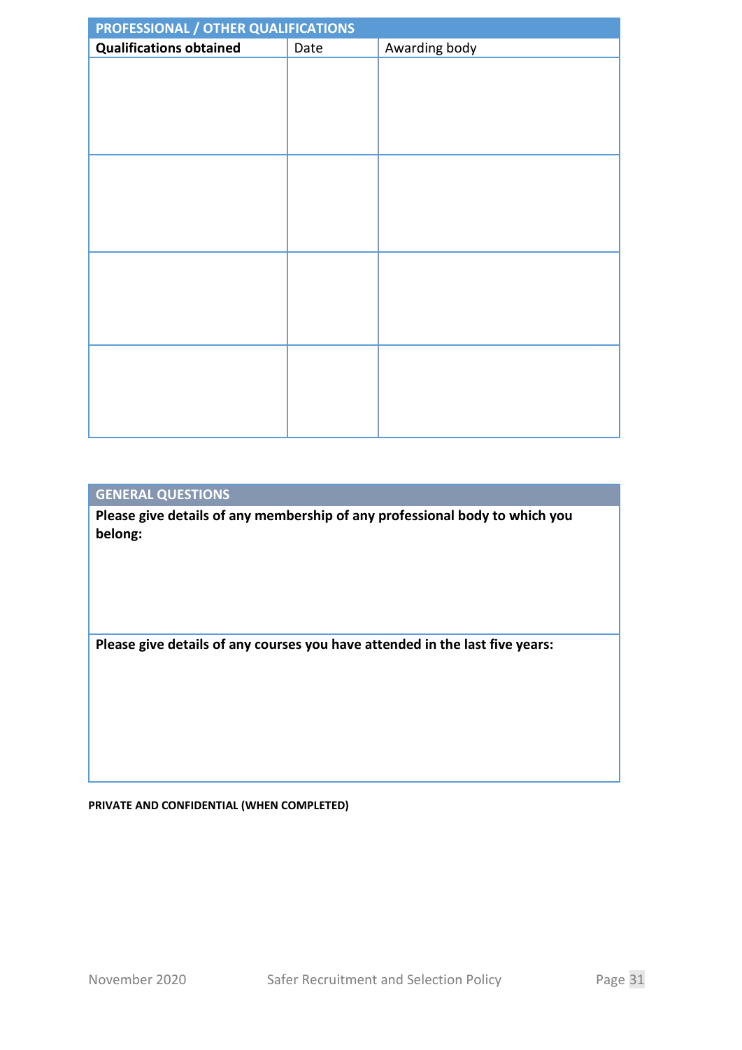| PROFESSIONAL / OTHER QUALIFICATIONS | | |
|---|---|---|
| **Qualifications obtained** | Date | Awarding body |
| | | |
| | | |
| | | |
| | | |

| GENERAL QUESTIONS |
|---|
| **Please give details of any membership of any professional body to which you belong:** |
| **Please give details of any courses you have attended in the last five years:** |

**PRIVATE AND CONFIDENTIAL (WHEN COMPLETED)**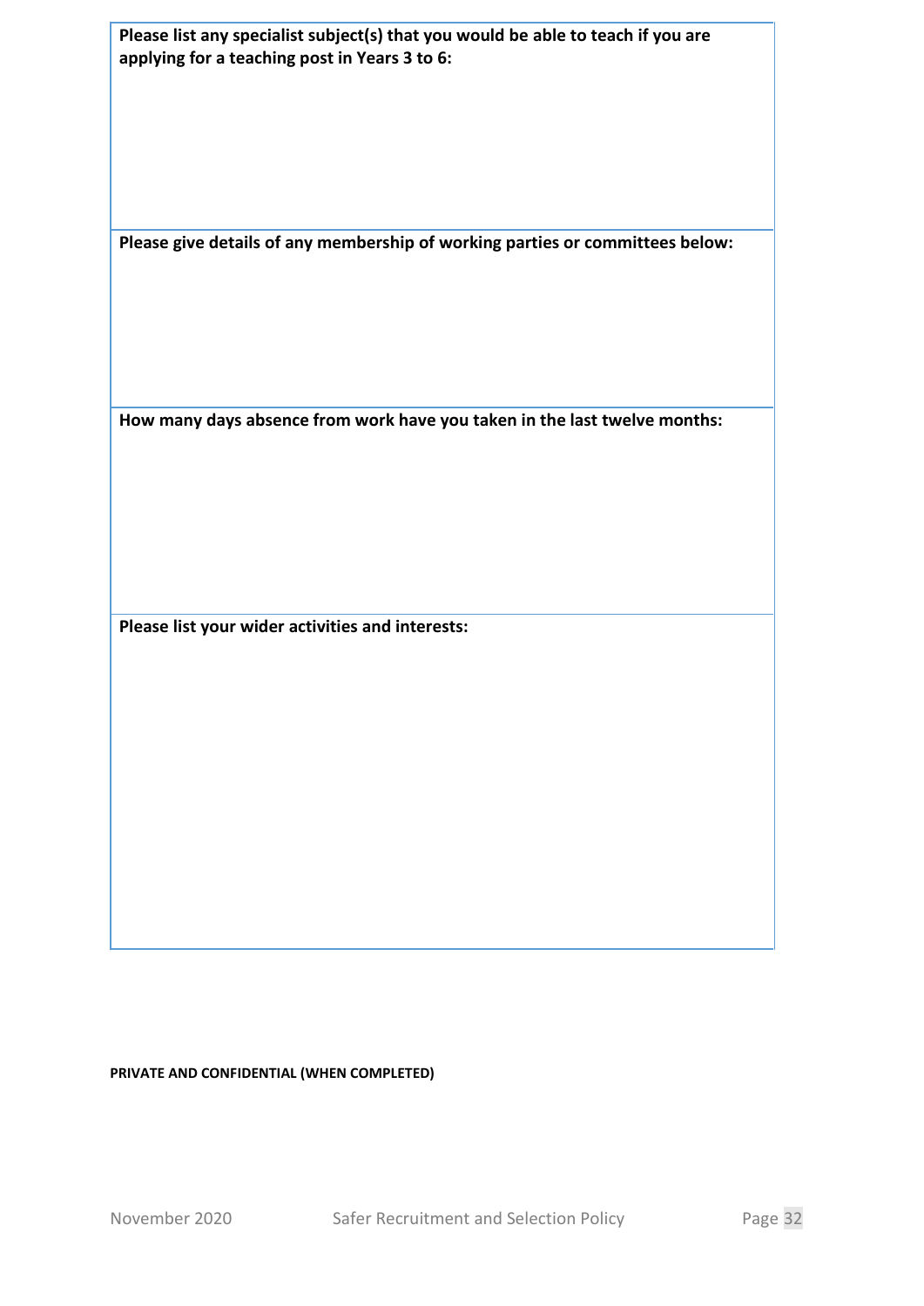| **Please list any specialist subject(s) that you would be able to teach if you are applying for a teaching post in Years 3 to 6:** |
| --- |
| **Please give details of any membership of working parties or committees below:** |
| **How many days absence from work have you taken in the last twelve months:** |
| **Please list your wider activities and interests:** |

**PRIVATE AND CONFIDENTIAL (WHEN COMPLETED)**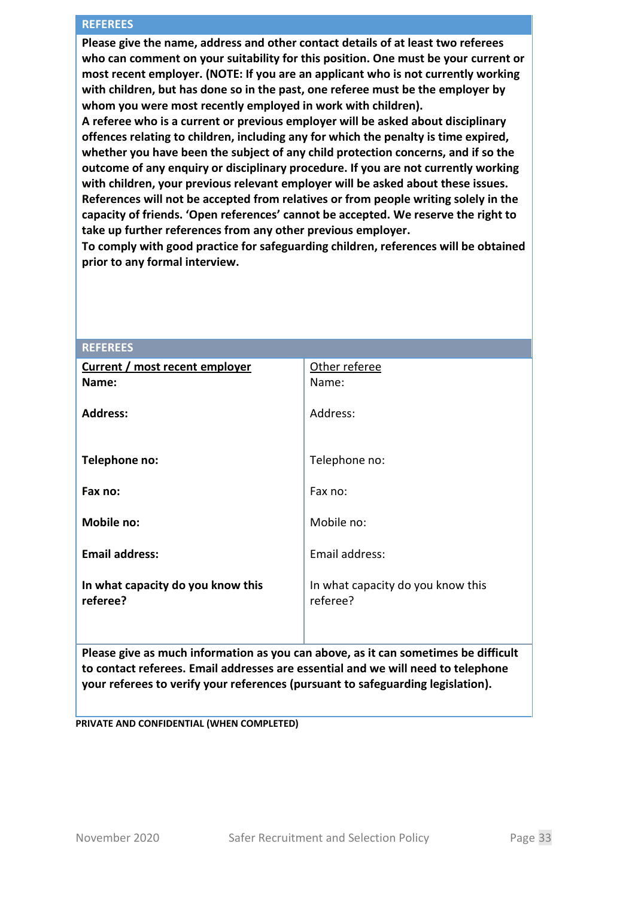## REFEREES

**Please give the name, address and other contact details of at least two referees who can comment on your suitability for this position. One must be your current or most recent employer. (NOTE: If you are an applicant who is not currently working with children, but has done so in the past, one referee must be the employer by whom you were most recently employed in work with children).**

**A referee who is a current or previous employer will be asked about disciplinary offences relating to children, including any for which the penalty is time expired, whether you have been the subject of any child protection concerns, and if so the outcome of any enquiry or disciplinary procedure. If you are not currently working with children, your previous relevant employer will be asked about these issues. References will not be accepted from relatives or from people writing solely in the capacity of friends. 'Open references' cannot be accepted. We reserve the right to take up further references from any other previous employer.**

**To comply with good practice for safeguarding children, references will be obtained prior to any formal interview.**

## REFEREES

| **<u>Current / most recent employer</u>** | <u>Other referee</u> |
|---|---|
| **Name:** | Name: |
| **Address:** | Address: |
| **Telephone no:** | Telephone no: |
| **Fax no:** | Fax no: |
| **Mobile no:** | Mobile no: |
| **Email address:** | Email address: |
| **In what capacity do you know this referee?** | In what capacity do you know this referee? |

**Please give as much information as you can above, as it can sometimes be difficult to contact referees. Email addresses are essential and we will need to telephone your referees to verify your references (pursuant to safeguarding legislation).**

**PRIVATE AND CONFIDENTIAL (WHEN COMPLETED)**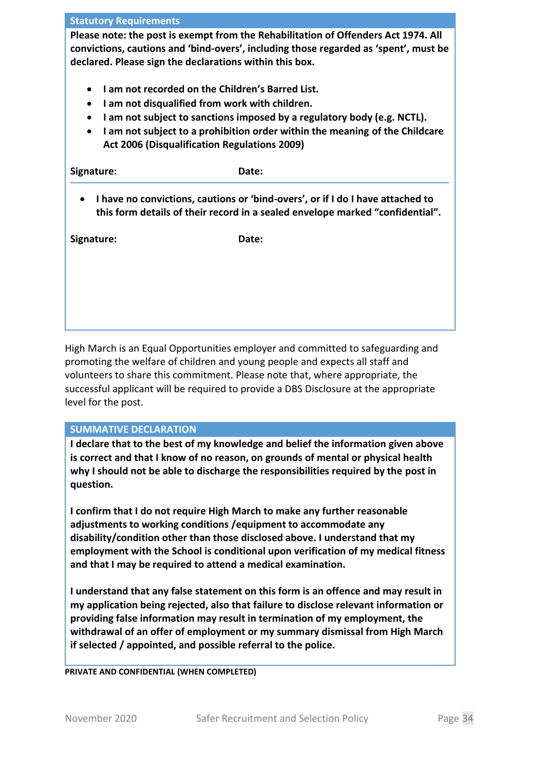## Statutory Requirements

**Please note: the post is exempt from the Rehabilitation of Offenders Act 1974. All convictions, cautions and 'bind-overs', including those regarded as 'spent', must be declared. Please sign the declarations within this box.**

- **I am not recorded on the Children's Barred List.**
- **I am not disqualified from work with children.**
- **I am not subject to sanctions imposed by a regulatory body (e.g. NCTL).**
- **I am not subject to a prohibition order within the meaning of the Childcare Act 2006 (Disqualification Regulations 2009)**

**Signature:** **Date:**

- **I have no convictions, cautions or 'bind-overs', or if I do I have attached to this form details of their record in a sealed envelope marked "confidential".**

**Signature:** **Date:**

High March is an Equal Opportunities employer and committed to safeguarding and promoting the welfare of children and young people and expects all staff and volunteers to share this commitment. Please note that, where appropriate, the successful applicant will be required to provide a DBS Disclosure at the appropriate level for the post.

## SUMMATIVE DECLARATION

**I declare that to the best of my knowledge and belief the information given above is correct and that I know of no reason, on grounds of mental or physical health why I should not be able to discharge the responsibilities required by the post in question.**

**I confirm that I do not require High March to make any further reasonable adjustments to working conditions /equipment to accommodate any disability/condition other than those disclosed above. I understand that my employment with the School is conditional upon verification of my medical fitness and that I may be required to attend a medical examination.**

**I understand that any false statement on this form is an offence and may result in my application being rejected, also that failure to disclose relevant information or providing false information may result in termination of my employment, the withdrawal of an offer of employment or my summary dismissal from High March if selected / appointed, and possible referral to the police.**

**PRIVATE AND CONFIDENTIAL (WHEN COMPLETED)**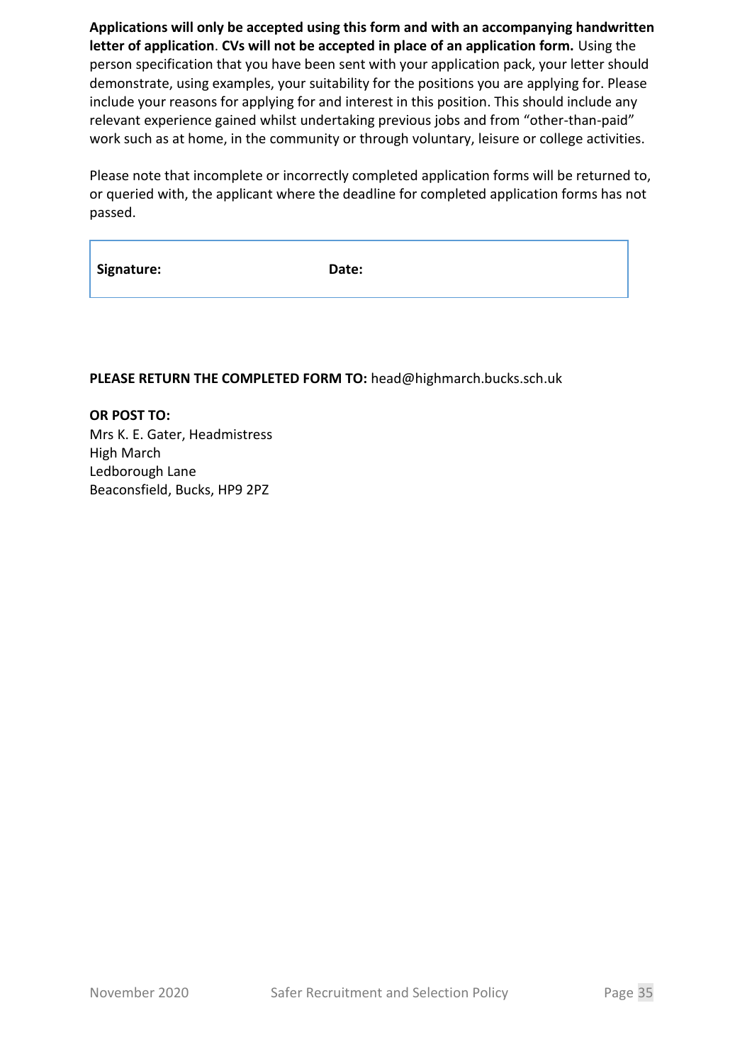**Applications will only be accepted using this form and with an accompanying handwritten letter of application**. **CVs will not be accepted in place of an application form.** Using the person specification that you have been sent with your application pack, your letter should demonstrate, using examples, your suitability for the positions you are applying for. Please include your reasons for applying for and interest in this position. This should include any relevant experience gained whilst undertaking previous jobs and from "other-than-paid" work such as at home, in the community or through voluntary, leisure or college activities.

Please note that incomplete or incorrectly completed application forms will be returned to, or queried with, the applicant where the deadline for completed application forms has not passed.

| **Signature:** | **Date:** |
|---|---|

**PLEASE RETURN THE COMPLETED FORM TO:** head@highmarch.bucks.sch.uk

**OR POST TO:**
Mrs K. E. Gater, Headmistress
High March
Ledborough Lane
Beaconsfield, Bucks, HP9 2PZ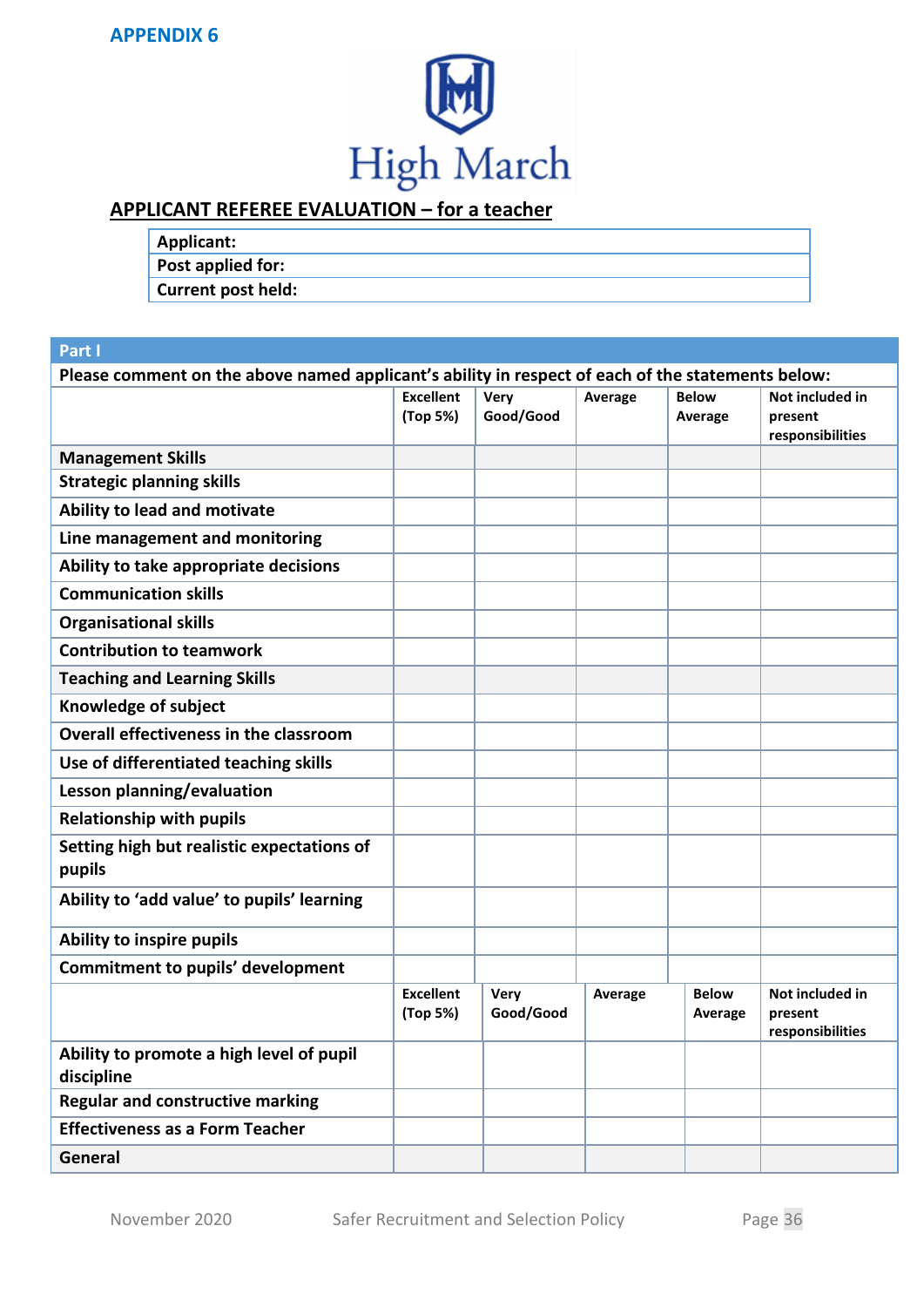**APPENDIX 6**

High March

## APPLICANT REFEREE EVALUATION – for a teacher

| Applicant: |
|---|
| Post applied for: |
| Current post held: |

**Part I**

**Please comment on the above named applicant's ability in respect of each of the statements below:**

| | Excellent (Top 5%) | Very Good/Good | Average | Below Average | Not included in present responsibilities |
|---|---|---|---|---|---|
| **Management Skills** | | | | | |
| Strategic planning skills | | | | | |
| Ability to lead and motivate | | | | | |
| Line management and monitoring | | | | | |
| Ability to take appropriate decisions | | | | | |
| Communication skills | | | | | |
| Organisational skills | | | | | |
| Contribution to teamwork | | | | | |
| **Teaching and Learning Skills** | | | | | |
| Knowledge of subject | | | | | |
| Overall effectiveness in the classroom | | | | | |
| Use of differentiated teaching skills | | | | | |
| Lesson planning/evaluation | | | | | |
| Relationship with pupils | | | | | |
| Setting high but realistic expectations of pupils | | | | | |
| Ability to 'add value' to pupils' learning | | | | | |
| Ability to inspire pupils | | | | | |
| Commitment to pupils' development | | | | | |
| | Excellent (Top 5%) | Very Good/Good | Average | Below Average | Not included in present responsibilities |
| Ability to promote a high level of pupil discipline | | | | | |
| Regular and constructive marking | | | | | |
| Effectiveness as a Form Teacher | | | | | |
| **General** | | | | | |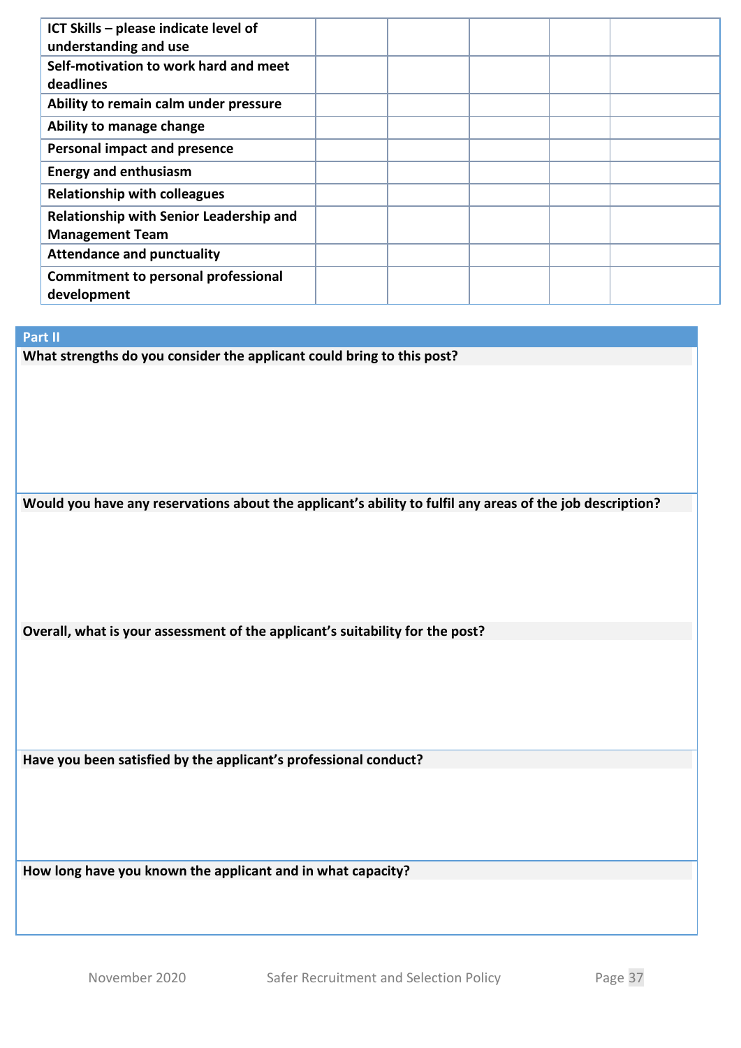| | | | | | |
|---|---|---|---|---|---|
| **ICT Skills – please indicate level of understanding and use** | | | | | |
| **Self-motivation to work hard and meet deadlines** | | | | | |
| **Ability to remain calm under pressure** | | | | | |
| **Ability to manage change** | | | | | |
| **Personal impact and presence** | | | | | |
| **Energy and enthusiasm** | | | | | |
| **Relationship with colleagues** | | | | | |
| **Relationship with Senior Leadership and Management Team** | | | | | |
| **Attendance and punctuality** | | | | | |
| **Commitment to personal professional development** | | | | | |

**Part II**

**What strengths do you consider the applicant could bring to this post?**

**Would you have any reservations about the applicant's ability to fulfil any areas of the job description?**

**Overall, what is your assessment of the applicant's suitability for the post?**

**Have you been satisfied by the applicant's professional conduct?**

**How long have you known the applicant and in what capacity?**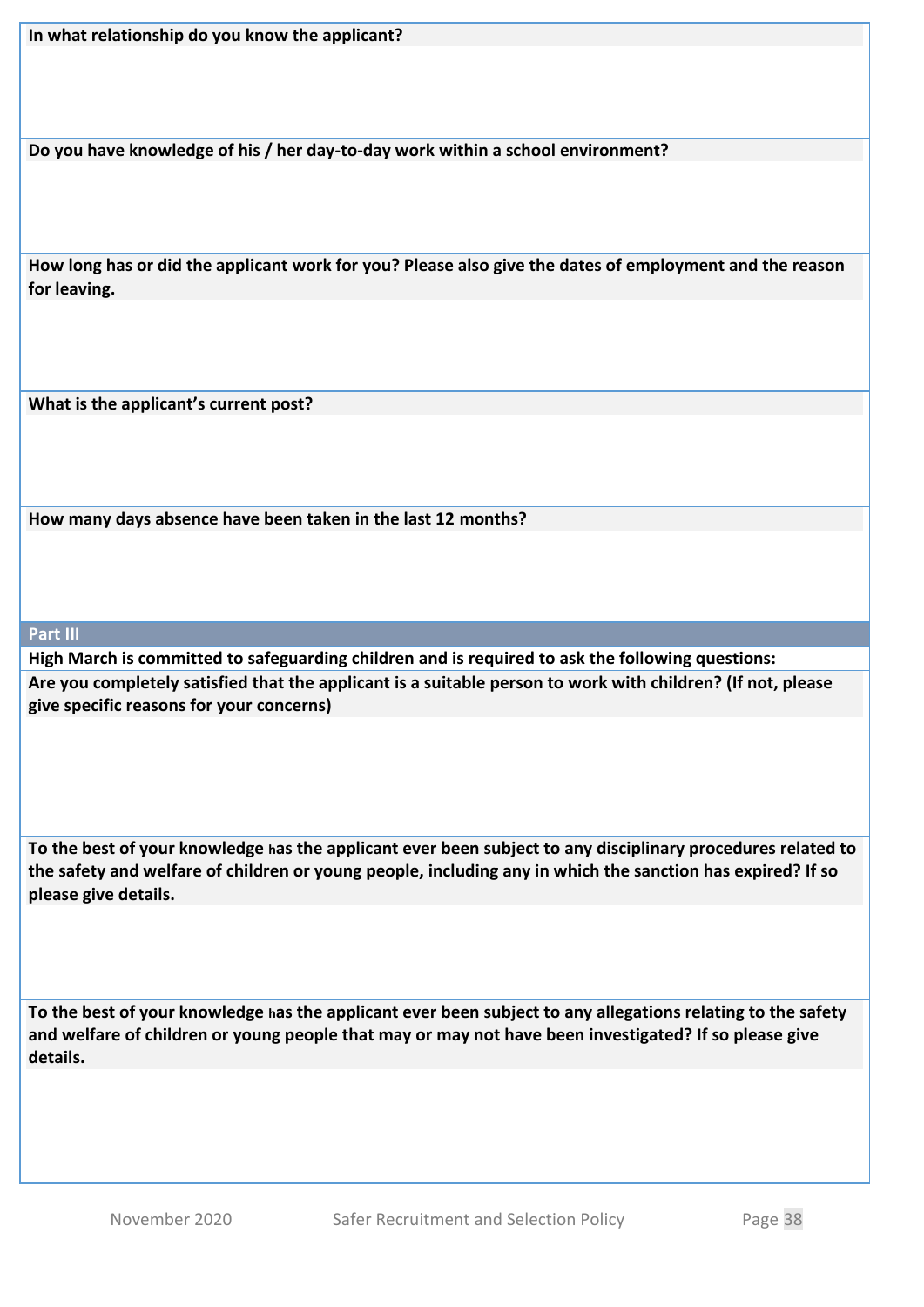**In what relationship do you know the applicant?**

**Do you have knowledge of his / her day-to-day work within a school environment?**

**How long has or did the applicant work for you? Please also give the dates of employment and the reason for leaving.**

**What is the applicant's current post?**

**How many days absence have been taken in the last 12 months?**

## Part III

**High March is committed to safeguarding children and is required to ask the following questions:**

**Are you completely satisfied that the applicant is a suitable person to work with children? (If not, please give specific reasons for your concerns)**

**To the best of your knowledge has the applicant ever been subject to any disciplinary procedures related to the safety and welfare of children or young people, including any in which the sanction has expired? If so please give details.**

**To the best of your knowledge has the applicant ever been subject to any allegations relating to the safety and welfare of children or young people that may or may not have been investigated? If so please give details.**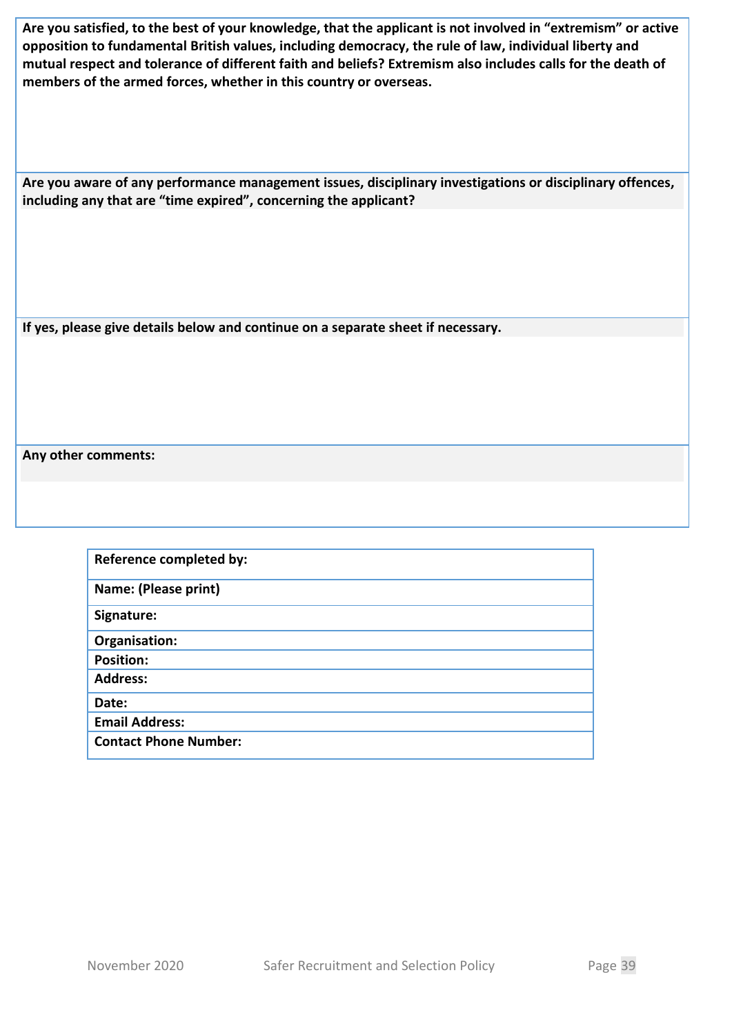| **Are you satisfied, to the best of your knowledge, that the applicant is not involved in “extremism” or active opposition to fundamental British values, including democracy, the rule of law, individual liberty and mutual respect and tolerance of different faith and beliefs? Extremism also includes calls for the death of members of the armed forces, whether in this country or overseas.** |
|---|
| |
| **Are you aware of any performance management issues, disciplinary investigations or disciplinary offences, including any that are “time expired”, concerning the applicant?** |
| |
| **If yes, please give details below and continue on a separate sheet if necessary.** |
| |
| **Any other comments:** |
| |

| **Reference completed by:** |
|---|
| **Name: (Please print)** |
| **Signature:** |
| **Organisation:** |
| **Position:** |
| **Address:** |
| **Date:** |
| **Email Address:** |
| **Contact Phone Number:** |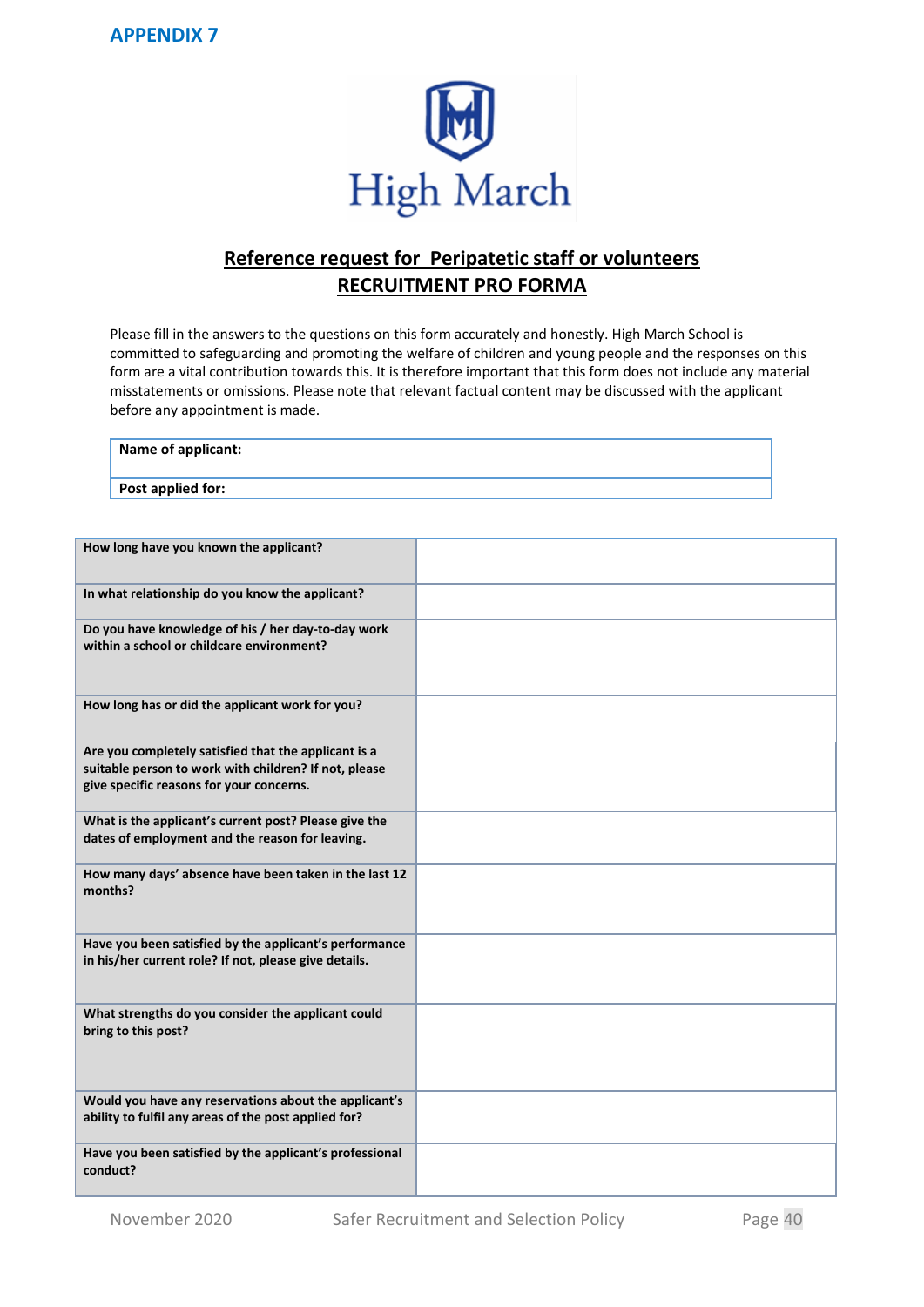APPENDIX 7

High March

**<u>Reference request for Peripatetic staff or volunteers</u>**
**<u>RECRUITMENT PRO FORMA</u>**

Please fill in the answers to the questions on this form accurately and honestly. High March School is committed to safeguarding and promoting the welfare of children and young people and the responses on this form are a vital contribution towards this. It is therefore important that this form does not include any material misstatements or omissions. Please note that relevant factual content may be discussed with the applicant before any appointment is made.

| **Name of applicant:** |
|---|
| **Post applied for:** |

| | |
|---|---|
| **How long have you known the applicant?** | |
| **In what relationship do you know the applicant?** | |
| **Do you have knowledge of his / her day-to-day work within a school or childcare environment?** | |
| **How long has or did the applicant work for you?** | |
| **Are you completely satisfied that the applicant is a suitable person to work with children? If not, please give specific reasons for your concerns.** | |
| **What is the applicant's current post? Please give the dates of employment and the reason for leaving.** | |
| **How many days' absence have been taken in the last 12 months?** | |
| **Have you been satisfied by the applicant's performance in his/her current role? If not, please give details.** | |
| **What strengths do you consider the applicant could bring to this post?** | |
| **Would you have any reservations about the applicant's ability to fulfil any areas of the post applied for?** | |
| **Have you been satisfied by the applicant's professional conduct?** | |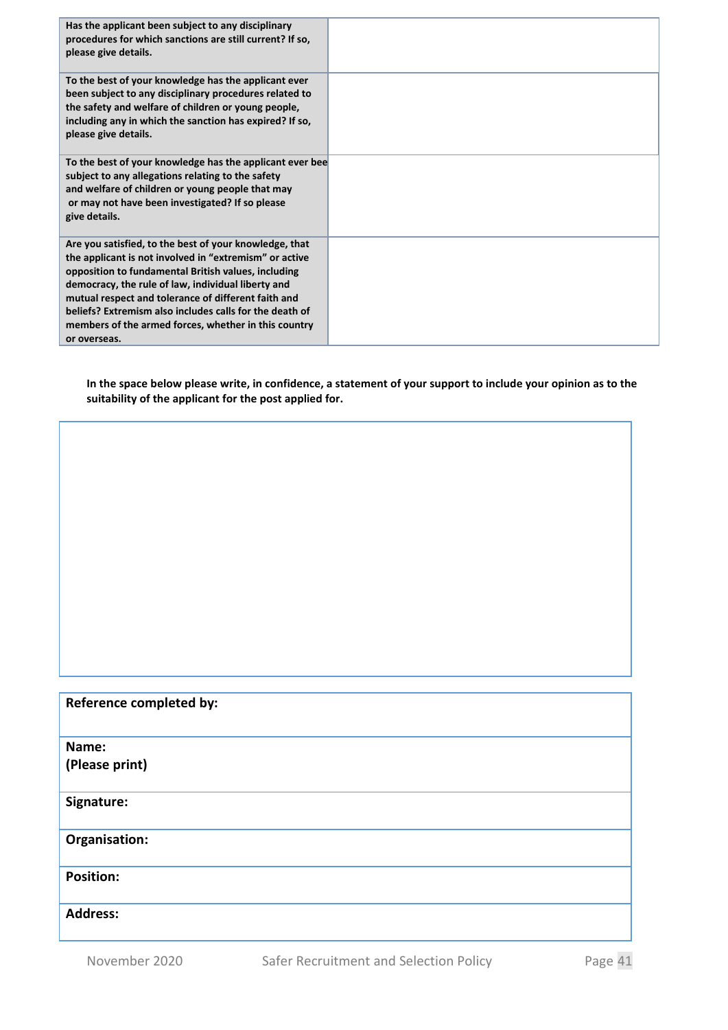| | |
|---|---|
| **Has the applicant been subject to any disciplinary procedures for which sanctions are still current? If so, please give details.** | |
| **To the best of your knowledge has the applicant ever been subject to any disciplinary procedures related to the safety and welfare of children or young people, including any in which the sanction has expired? If so, please give details.** | |
| **To the best of your knowledge has the applicant ever bee subject to any allegations relating to the safety and welfare of children or young people that may or may not have been investigated? If so please give details.** | |
| **Are you satisfied, to the best of your knowledge, that the applicant is not involved in "extremism" or active opposition to fundamental British values, including democracy, the rule of law, individual liberty and mutual respect and tolerance of different faith and beliefs? Extremism also includes calls for the death of members of the armed forces, whether in this country or overseas.** | |

**In the space below please write, in confidence, a statement of your support to include your opinion as to the suitability of the applicant for the post applied for.**

| |
|---|
| |

| |
|---|
| **Reference completed by:** |
| **Name:**<br>**(Please print)** |
| **Signature:** |
| **Organisation:** |
| **Position:** |
| **Address:** |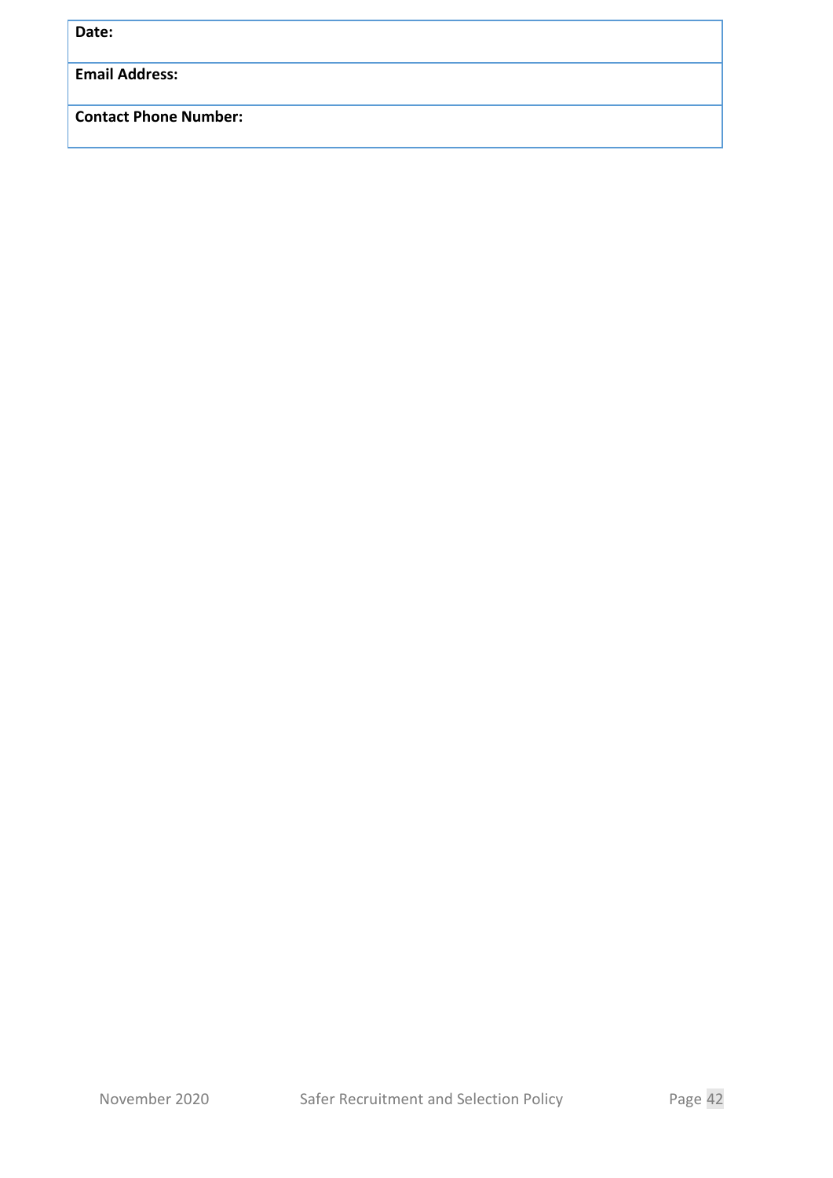| **Date:** |
|---|
| **Email Address:** |
| **Contact Phone Number:** |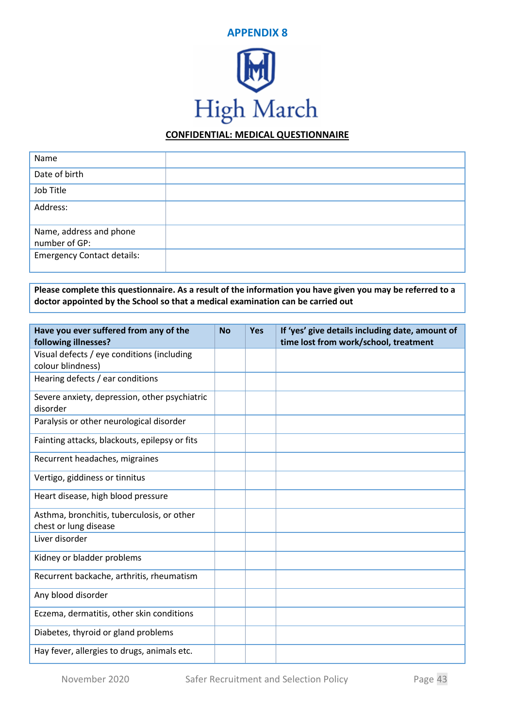## APPENDIX 8

High March

**CONFIDENTIAL: MEDICAL QUESTIONNAIRE**

| Name | |
|---|---|
| Date of birth | |
| Job Title | |
| Address: | |
| Name, address and phone number of GP: | |
| Emergency Contact details: | |

**Please complete this questionnaire. As a result of the information you have given you may be referred to a doctor appointed by the School so that a medical examination can be carried out**

| Have you ever suffered from any of the following illnesses? | No | Yes | If 'yes' give details including date, amount of time lost from work/school, treatment |
|---|---|---|---|
| Visual defects / eye conditions (including colour blindness) | | | |
| Hearing defects / ear conditions | | | |
| Severe anxiety, depression, other psychiatric disorder | | | |
| Paralysis or other neurological disorder | | | |
| Fainting attacks, blackouts, epilepsy or fits | | | |
| Recurrent headaches, migraines | | | |
| Vertigo, giddiness or tinnitus | | | |
| Heart disease, high blood pressure | | | |
| Asthma, bronchitis, tuberculosis, or other chest or lung disease | | | |
| Liver disorder | | | |
| Kidney or bladder problems | | | |
| Recurrent backache, arthritis, rheumatism | | | |
| Any blood disorder | | | |
| Eczema, dermatitis, other skin conditions | | | |
| Diabetes, thyroid or gland problems | | | |
| Hay fever, allergies to drugs, animals etc. | | | |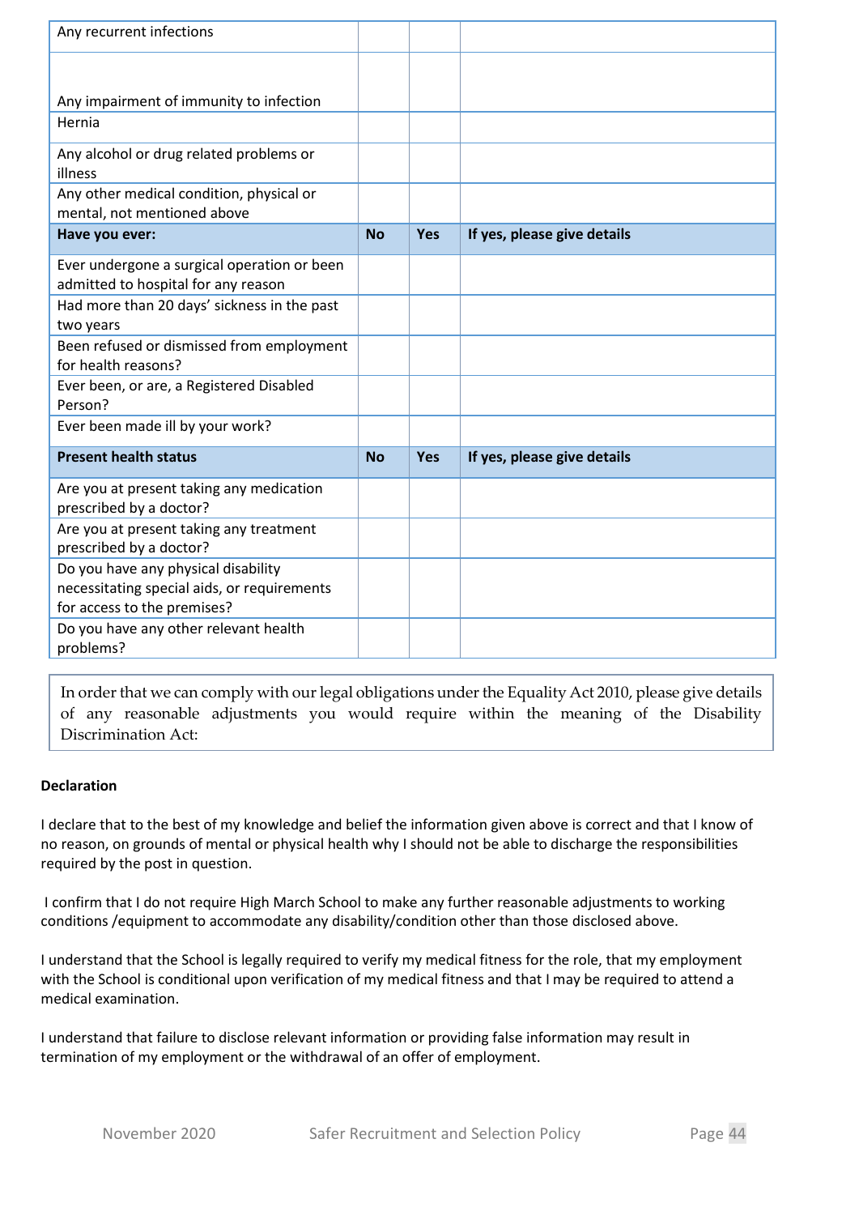| | | | |
|---|---|---|---|
| Any recurrent infections | | | |
| Any impairment of immunity to infection | | | |
| Hernia | | | |
| Any alcohol or drug related problems or illness | | | |
| Any other medical condition, physical or mental, not mentioned above | | | |
| **Have you ever:** | **No** | **Yes** | **If yes, please give details** |
| Ever undergone a surgical operation or been admitted to hospital for any reason | | | |
| Had more than 20 days' sickness in the past two years | | | |
| Been refused or dismissed from employment for health reasons? | | | |
| Ever been, or are, a Registered Disabled Person? | | | |
| Ever been made ill by your work? | | | |
| **Present health status** | **No** | **Yes** | **If yes, please give details** |
| Are you at present taking any medication prescribed by a doctor? | | | |
| Are you at present taking any treatment prescribed by a doctor? | | | |
| Do you have any physical disability necessitating special aids, or requirements for access to the premises? | | | |
| Do you have any other relevant health problems? | | | |

| In order that we can comply with our legal obligations under the Equality Act 2010, please give details of any reasonable adjustments you would require within the meaning of the Disability Discrimination Act: |
|---|

**Declaration**

I declare that to the best of my knowledge and belief the information given above is correct and that I know of no reason, on grounds of mental or physical health why I should not be able to discharge the responsibilities required by the post in question.

I confirm that I do not require High March School to make any further reasonable adjustments to working conditions /equipment to accommodate any disability/condition other than those disclosed above.

I understand that the School is legally required to verify my medical fitness for the role, that my employment with the School is conditional upon verification of my medical fitness and that I may be required to attend a medical examination.

I understand that failure to disclose relevant information or providing false information may result in termination of my employment or the withdrawal of an offer of employment.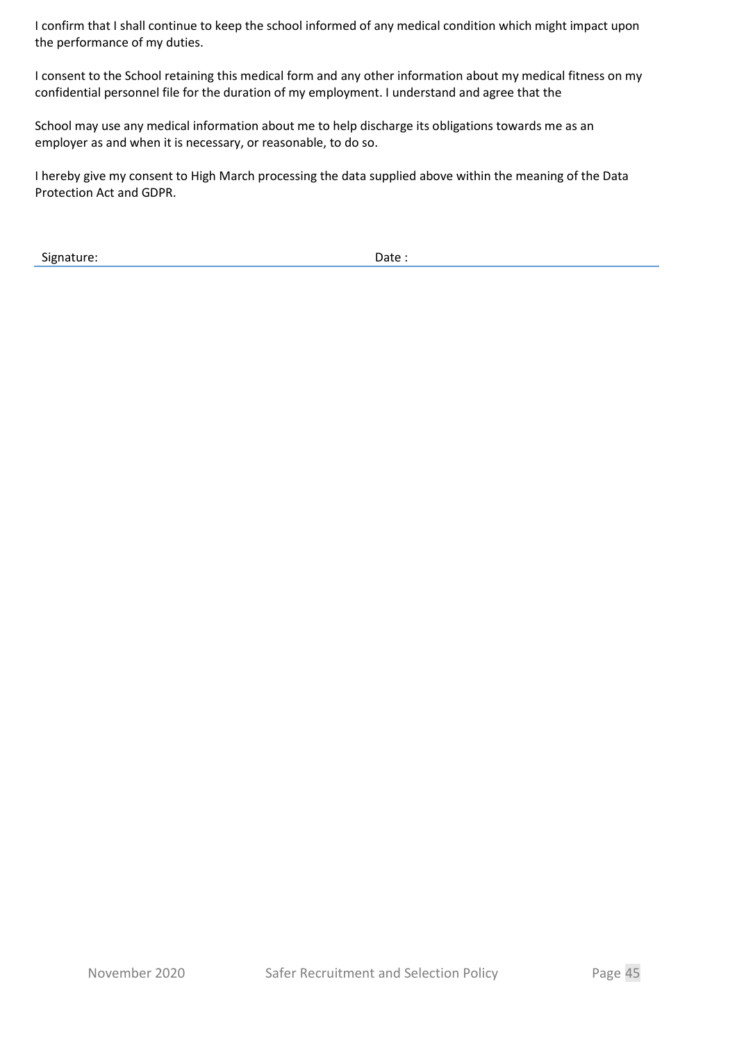I confirm that I shall continue to keep the school informed of any medical condition which might impact upon the performance of my duties.

I consent to the School retaining this medical form and any other information about my medical fitness on my confidential personnel file for the duration of my employment. I understand and agree that the

School may use any medical information about me to help discharge its obligations towards me as an employer as and when it is necessary, or reasonable, to do so.

I hereby give my consent to High March processing the data supplied above within the meaning of the Data Protection Act and GDPR.

| Signature: | Date : |
|---|---|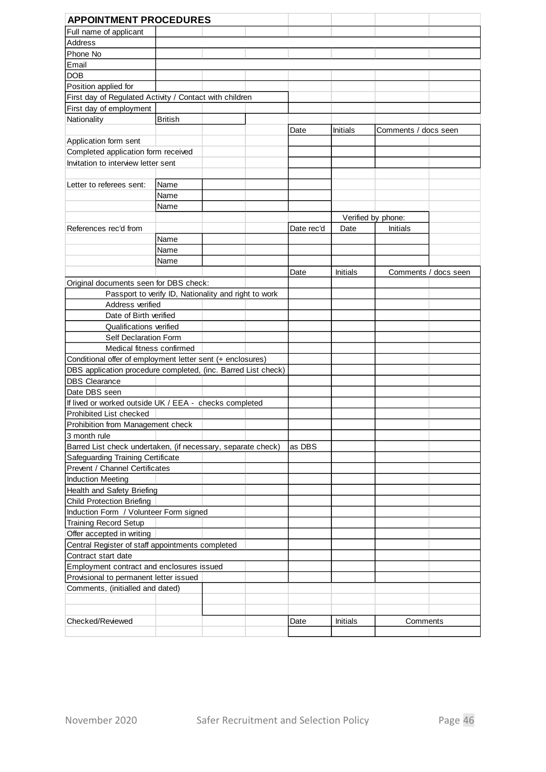## APPOINTMENT PROCEDURES

| | | | |
|---|---|---|---|
| Full name of applicant | | | |
| Address | | | |
| Phone No | | | |
| Email | | | |
| DOB | | | |
| Position applied for | | | |
| First day of Regulated Activity / Contact with children | | | |
| First day of employment | | | |
| Nationality | British | | |

| | Date | Initials | Comments / docs seen |
|---|---|---|---|
| Application form sent | | | |
| Completed application form received | | | |
| Invitation to interview letter sent | | | |
| | | | |
| Letter to referees sent: Name | | | |
| Name | | | |
| Name | | | |

| | Date rec'd | Verified by phone: Date | Initials |
|---|---|---|---|
| References rec'd from | | | |
| Name | | | |
| Name | | | |
| Name | | | |

| | Date | Initials | Comments / docs seen |
|---|---|---|---|
| Original documents seen for DBS check: | | | |
| Passport to verify ID, Nationality and right to work | | | |
| Address verified | | | |
| Date of Birth verified | | | |
| Qualifications verified | | | |
| Self Declaration Form | | | |
| Medical fitness confirmed | | | |
| Conditional offer of employment letter sent (+ enclosures) | | | |
| DBS application procedure completed, (inc. Barred List check) | | | |
| DBS Clearance | | | |
| Date DBS seen | | | |
| If lived or worked outside UK / EEA - checks completed | | | |
| Prohibited List checked | | | |
| Prohibition from Management check | | | |
| 3 month rule | | | |
| Barred List check undertaken, (if necessary, separate check) | as DBS | | |
| Safeguarding Training Certificate | | | |
| Prevent / Channel Certificates | | | |
| Induction Meeting | | | |
| Health and Safety Briefing | | | |
| Child Protection Briefing | | | |
| Induction Form / Volunteer Form signed | | | |
| Training Record Setup | | | |
| Offer accepted in writing | | | |
| Central Register of staff appointments completed | | | |
| Contract start date | | | |
| Employment contract and enclosures issued | | | |
| Provisional to permanent letter issued | | | |
| Comments, (initialled and dated) | | | |
| | | | |
| | | | |

| | Date | Initials | Comments |
|---|---|---|---|
| Checked/Reviewed | | | |
| | | | |